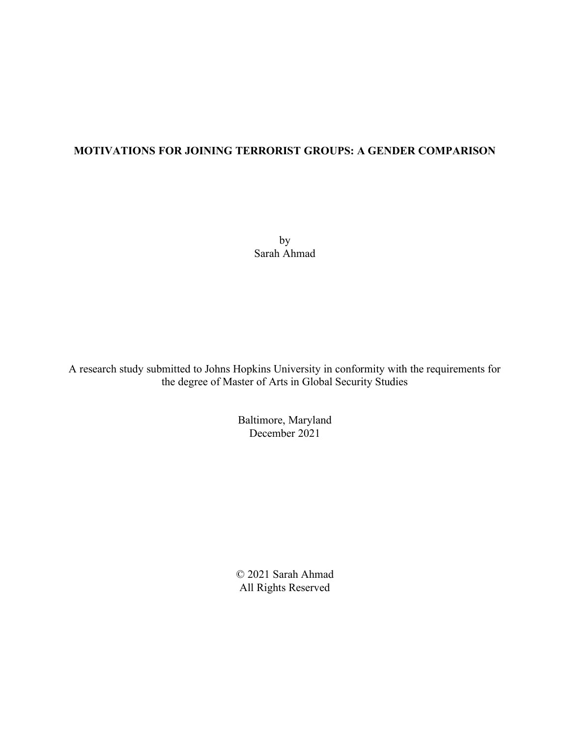# MOTIVATIONS FOR JOINING TERRORIST GROUPS: A GENDER COMPARISON

by
Sarah Ahmad

A research study submitted to Johns Hopkins University in conformity with the requirements for the degree of Master of Arts in Global Security Studies

Baltimore, Maryland
December 2021

© 2021 Sarah Ahmad
All Rights Reserved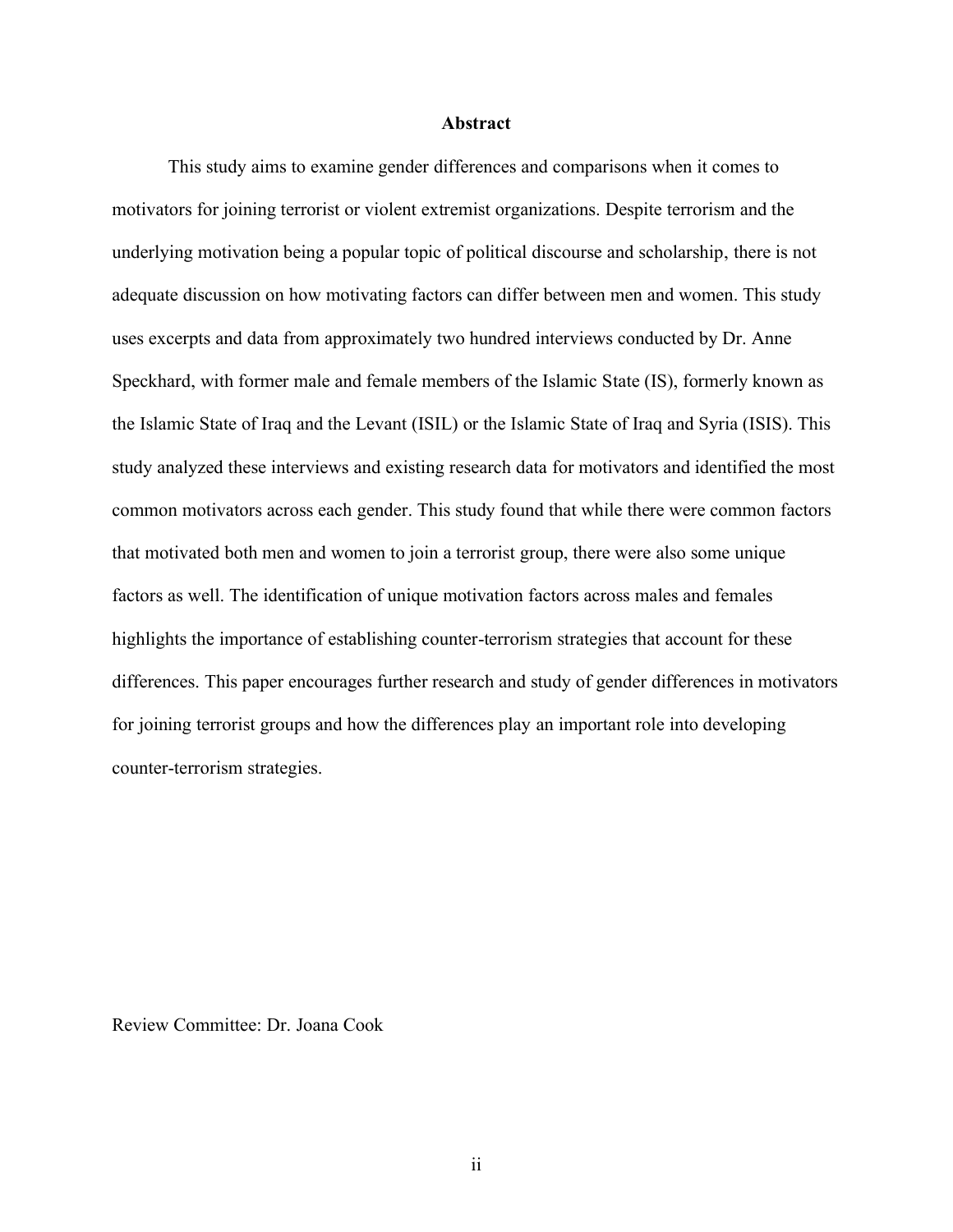# Abstract

This study aims to examine gender differences and comparisons when it comes to motivators for joining terrorist or violent extremist organizations. Despite terrorism and the underlying motivation being a popular topic of political discourse and scholarship, there is not adequate discussion on how motivating factors can differ between men and women. This study uses excerpts and data from approximately two hundred interviews conducted by Dr. Anne Speckhard, with former male and female members of the Islamic State (IS), formerly known as the Islamic State of Iraq and the Levant (ISIL) or the Islamic State of Iraq and Syria (ISIS). This study analyzed these interviews and existing research data for motivators and identified the most common motivators across each gender. This study found that while there were common factors that motivated both men and women to join a terrorist group, there were also some unique factors as well. The identification of unique motivation factors across males and females highlights the importance of establishing counter-terrorism strategies that account for these differences. This paper encourages further research and study of gender differences in motivators for joining terrorist groups and how the differences play an important role into developing counter-terrorism strategies.

Review Committee: Dr. Joana Cook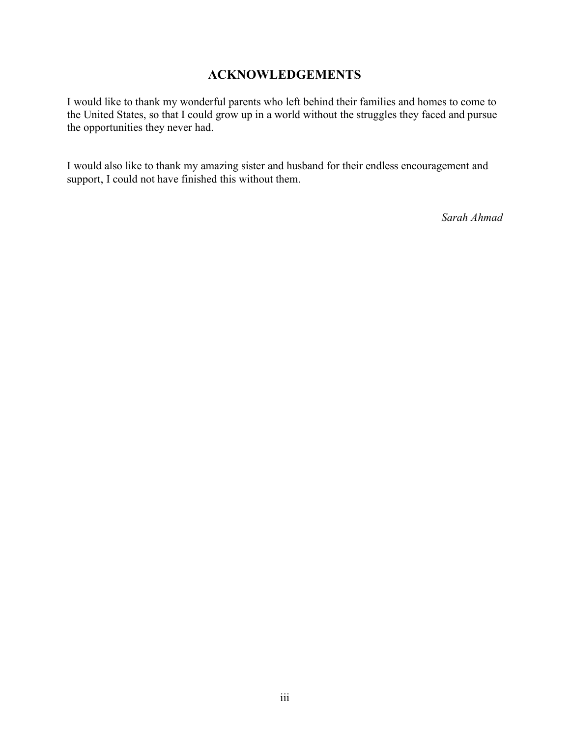# ACKNOWLEDGEMENTS

I would like to thank my wonderful parents who left behind their families and homes to come to the United States, so that I could grow up in a world without the struggles they faced and pursue the opportunities they never had.

I would also like to thank my amazing sister and husband for their endless encouragement and support, I could not have finished this without them.

*Sarah Ahmad*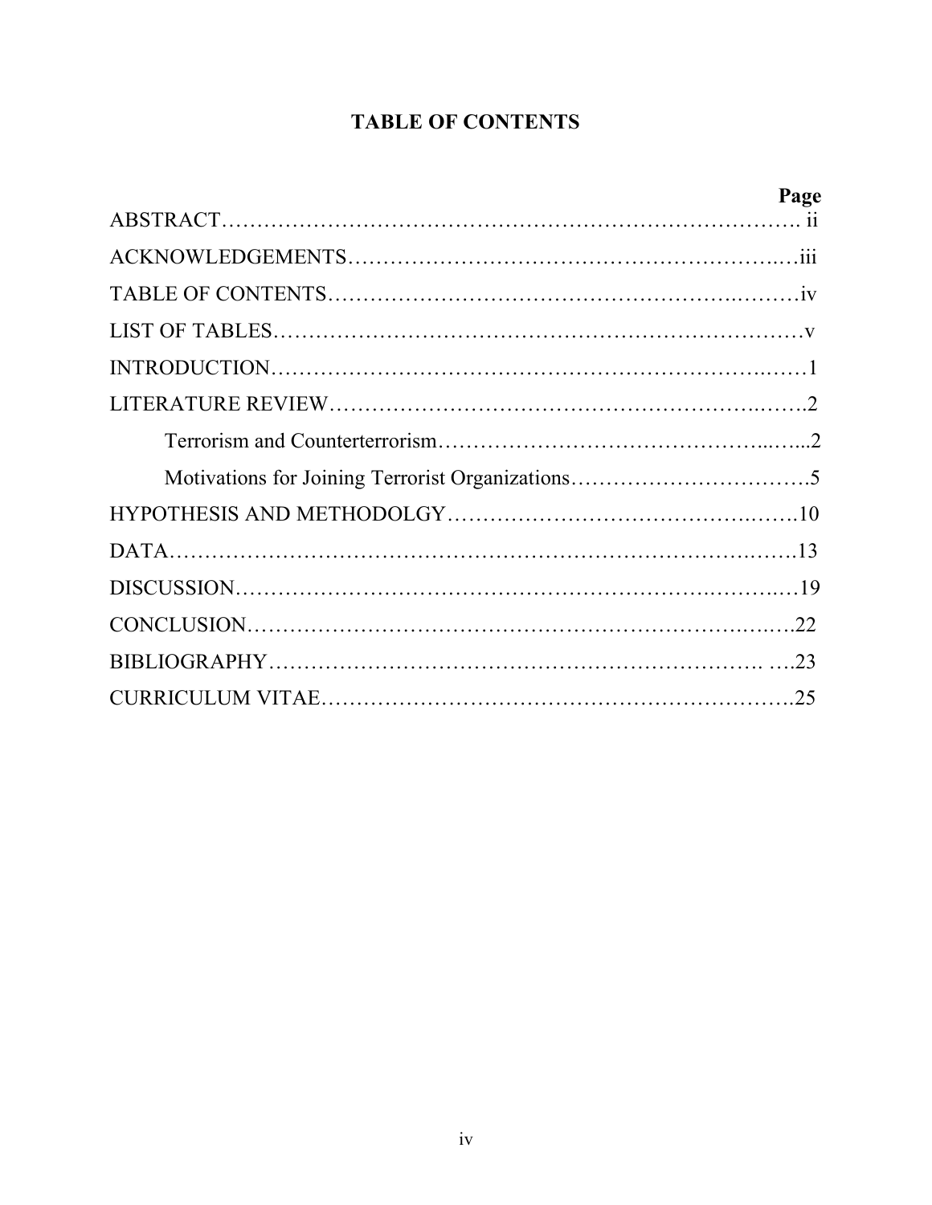# TABLE OF CONTENTS

| | Page |
|---|---|
| ABSTRACT | ii |
| ACKNOWLEDGEMENTS | iii |
| TABLE OF CONTENTS | iv |
| LIST OF TABLES | v |
| INTRODUCTION | 1 |
| LITERATURE REVIEW | 2 |
| Terrorism and Counterterrorism | 2 |
| Motivations for Joining Terrorist Organizations | 5 |
| HYPOTHESIS AND METHODOLGY | 10 |
| DATA | 13 |
| DISCUSSION | 19 |
| CONCLUSION | 22 |
| BIBLIOGRAPHY | 23 |
| CURRICULUM VITAE | 25 |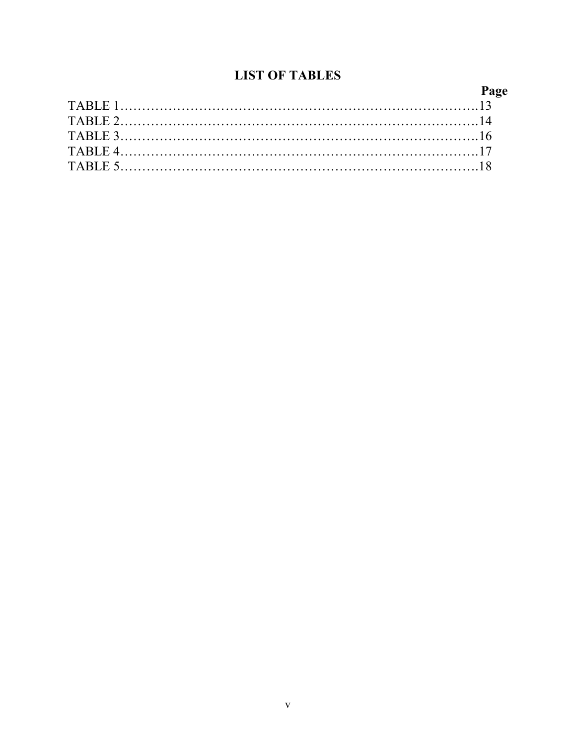## LIST OF TABLES

**Page**

TABLE 1……………………………………………………………………….13
TABLE 2……………………………………………………………………….14
TABLE 3……………………………………………………………………….16
TABLE 4……………………………………………………………………….17
TABLE 5……………………………………………………………………….18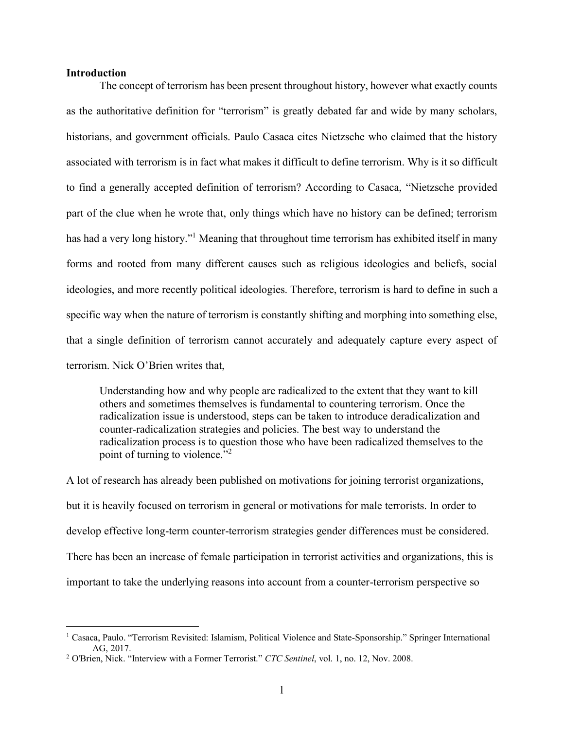**Introduction**

The concept of terrorism has been present throughout history, however what exactly counts as the authoritative definition for "terrorism" is greatly debated far and wide by many scholars, historians, and government officials. Paulo Casaca cites Nietzsche who claimed that the history associated with terrorism is in fact what makes it difficult to define terrorism. Why is it so difficult to find a generally accepted definition of terrorism? According to Casaca, "Nietzsche provided part of the clue when he wrote that, only things which have no history can be defined; terrorism has had a very long history."[1] Meaning that throughout time terrorism has exhibited itself in many forms and rooted from many different causes such as religious ideologies and beliefs, social ideologies, and more recently political ideologies. Therefore, terrorism is hard to define in such a specific way when the nature of terrorism is constantly shifting and morphing into something else, that a single definition of terrorism cannot accurately and adequately capture every aspect of terrorism. Nick O'Brien writes that,

> Understanding how and why people are radicalized to the extent that they want to kill others and sometimes themselves is fundamental to countering terrorism. Once the radicalization issue is understood, steps can be taken to introduce deradicalization and counter-radicalization strategies and policies. The best way to understand the radicalization process is to question those who have been radicalized themselves to the point of turning to violence."[2]

A lot of research has already been published on motivations for joining terrorist organizations, but it is heavily focused on terrorism in general or motivations for male terrorists. In order to develop effective long-term counter-terrorism strategies gender differences must be considered. There has been an increase of female participation in terrorist activities and organizations, this is important to take the underlying reasons into account from a counter-terrorism perspective so

---

[1] Casaca, Paulo. "Terrorism Revisited: Islamism, Political Violence and State-Sponsorship." Springer International AG, 2017.

[2] O'Brien, Nick. "Interview with a Former Terrorist." *CTC Sentinel*, vol. 1, no. 12, Nov. 2008.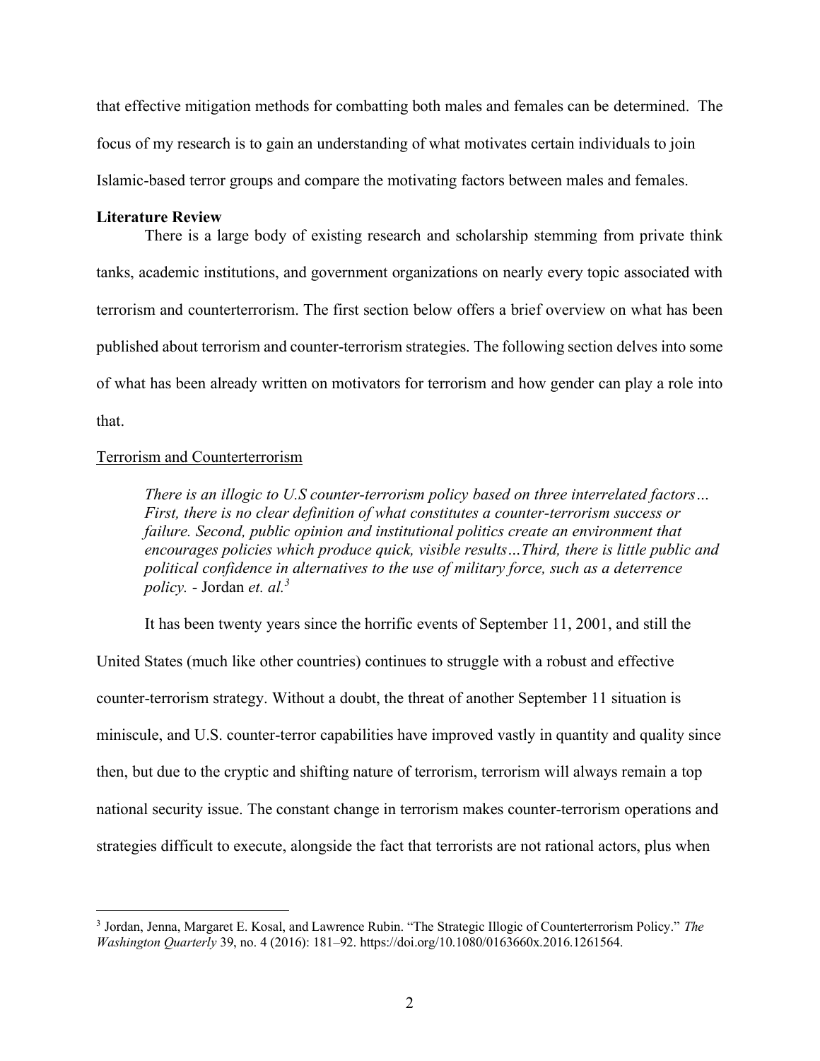that effective mitigation methods for combatting both males and females can be determined. The focus of my research is to gain an understanding of what motivates certain individuals to join Islamic-based terror groups and compare the motivating factors between males and females.

## Literature Review

There is a large body of existing research and scholarship stemming from private think tanks, academic institutions, and government organizations on nearly every topic associated with terrorism and counterterrorism. The first section below offers a brief overview on what has been published about terrorism and counter-terrorism strategies. The following section delves into some of what has been already written on motivators for terrorism and how gender can play a role into that.

### Terrorism and Counterterrorism

> *There is an illogic to U.S counter-terrorism policy based on three interrelated factors… First, there is no clear definition of what constitutes a counter-terrorism success or failure. Second, public opinion and institutional politics create an environment that encourages policies which produce quick, visible results…Third, there is little public and political confidence in alternatives to the use of military force, such as a deterrence policy.* - Jordan *et. al.*[3]

It has been twenty years since the horrific events of September 11, 2001, and still the United States (much like other countries) continues to struggle with a robust and effective counter-terrorism strategy. Without a doubt, the threat of another September 11 situation is miniscule, and U.S. counter-terror capabilities have improved vastly in quantity and quality since then, but due to the cryptic and shifting nature of terrorism, terrorism will always remain a top national security issue. The constant change in terrorism makes counter-terrorism operations and strategies difficult to execute, alongside the fact that terrorists are not rational actors, plus when

---

[3] Jordan, Jenna, Margaret E. Kosal, and Lawrence Rubin. "The Strategic Illogic of Counterterrorism Policy." *The Washington Quarterly* 39, no. 4 (2016): 181–92. https://doi.org/10.1080/0163660x.2016.1261564.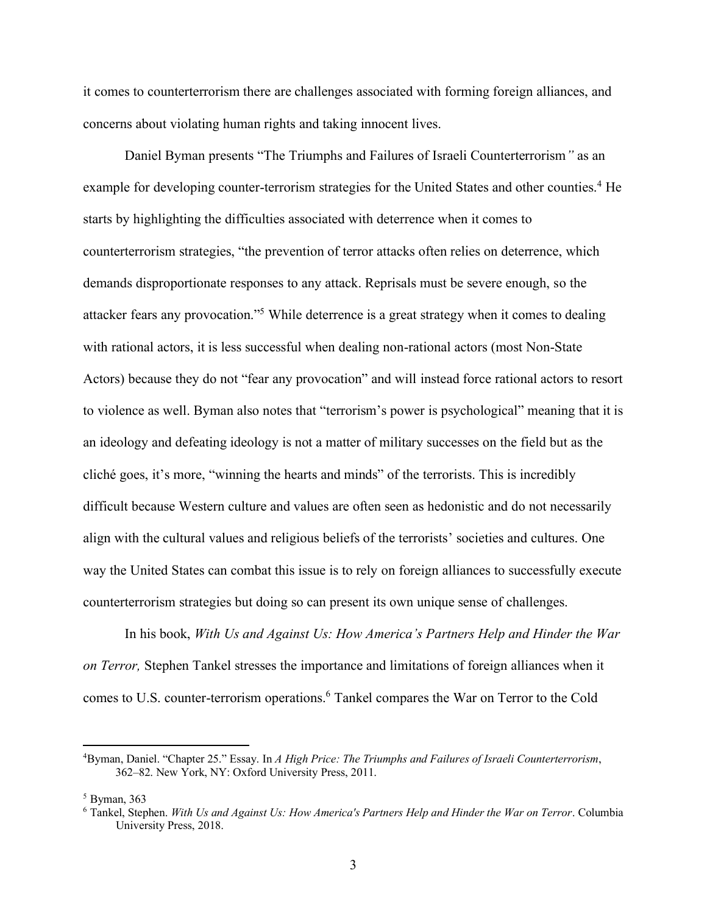it comes to counterterrorism there are challenges associated with forming foreign alliances, and concerns about violating human rights and taking innocent lives.

Daniel Byman presents "The Triumphs and Failures of Israeli Counterterrorism*"* as an example for developing counter-terrorism strategies for the United States and other counties.[4] He starts by highlighting the difficulties associated with deterrence when it comes to counterterrorism strategies, "the prevention of terror attacks often relies on deterrence, which demands disproportionate responses to any attack. Reprisals must be severe enough, so the attacker fears any provocation."[5] While deterrence is a great strategy when it comes to dealing with rational actors, it is less successful when dealing non-rational actors (most Non-State Actors) because they do not "fear any provocation" and will instead force rational actors to resort to violence as well. Byman also notes that "terrorism's power is psychological" meaning that it is an ideology and defeating ideology is not a matter of military successes on the field but as the cliché goes, it's more, "winning the hearts and minds" of the terrorists. This is incredibly difficult because Western culture and values are often seen as hedonistic and do not necessarily align with the cultural values and religious beliefs of the terrorists' societies and cultures. One way the United States can combat this issue is to rely on foreign alliances to successfully execute counterterrorism strategies but doing so can present its own unique sense of challenges.

In his book, *With Us and Against Us: How America's Partners Help and Hinder the War on Terror,* Stephen Tankel stresses the importance and limitations of foreign alliances when it comes to U.S. counter-terrorism operations.[6] Tankel compares the War on Terror to the Cold

---

[4] Byman, Daniel. "Chapter 25." Essay. In *A High Price: The Triumphs and Failures of Israeli Counterterrorism*, 362–82. New York, NY: Oxford University Press, 2011.

[5] Byman, 363

[6] Tankel, Stephen. *With Us and Against Us: How America's Partners Help and Hinder the War on Terror*. Columbia University Press, 2018.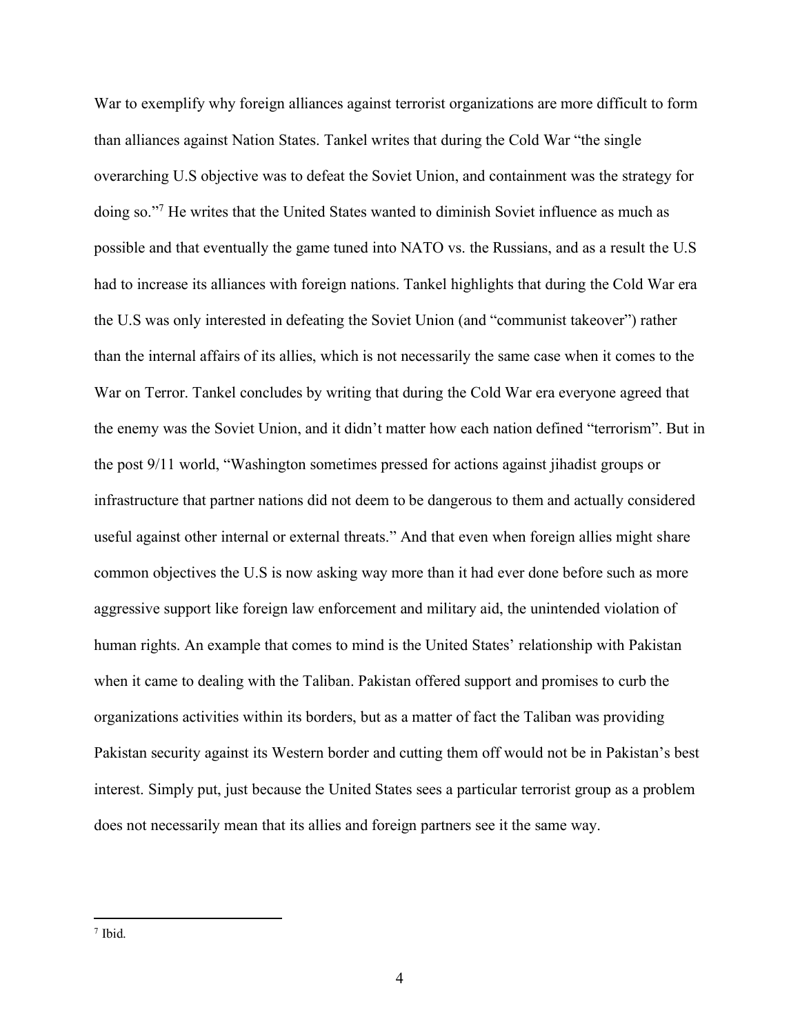War to exemplify why foreign alliances against terrorist organizations are more difficult to form than alliances against Nation States. Tankel writes that during the Cold War "the single overarching U.S objective was to defeat the Soviet Union, and containment was the strategy for doing so."[7] He writes that the United States wanted to diminish Soviet influence as much as possible and that eventually the game tuned into NATO vs. the Russians, and as a result the U.S had to increase its alliances with foreign nations. Tankel highlights that during the Cold War era the U.S was only interested in defeating the Soviet Union (and "communist takeover") rather than the internal affairs of its allies, which is not necessarily the same case when it comes to the War on Terror. Tankel concludes by writing that during the Cold War era everyone agreed that the enemy was the Soviet Union, and it didn't matter how each nation defined "terrorism". But in the post 9/11 world, "Washington sometimes pressed for actions against jihadist groups or infrastructure that partner nations did not deem to be dangerous to them and actually considered useful against other internal or external threats." And that even when foreign allies might share common objectives the U.S is now asking way more than it had ever done before such as more aggressive support like foreign law enforcement and military aid, the unintended violation of human rights. An example that comes to mind is the United States' relationship with Pakistan when it came to dealing with the Taliban. Pakistan offered support and promises to curb the organizations activities within its borders, but as a matter of fact the Taliban was providing Pakistan security against its Western border and cutting them off would not be in Pakistan's best interest. Simply put, just because the United States sees a particular terrorist group as a problem does not necessarily mean that its allies and foreign partners see it the same way.

[7] Ibid.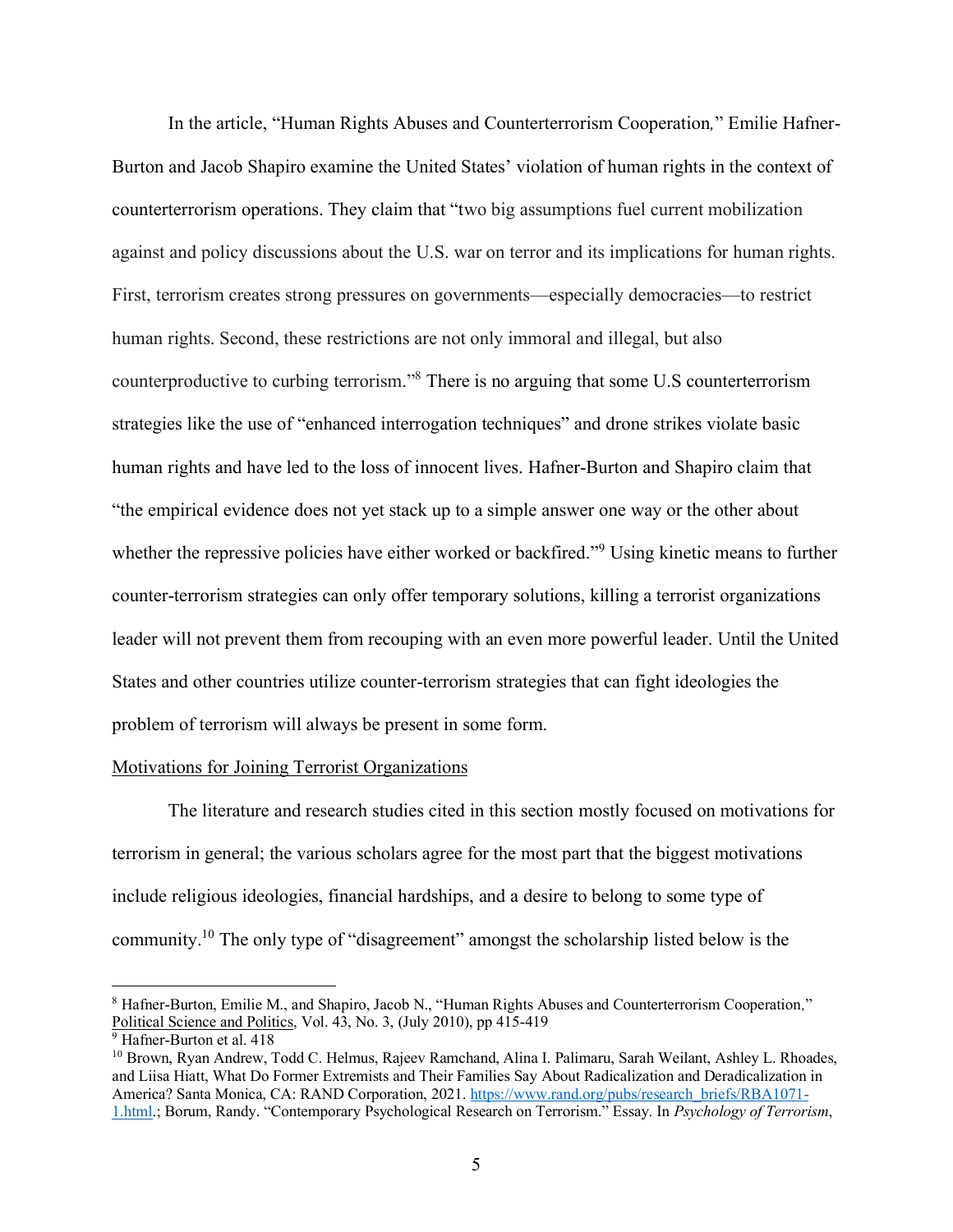In the article, "Human Rights Abuses and Counterterrorism Cooperation*,*" Emilie Hafner-Burton and Jacob Shapiro examine the United States' violation of human rights in the context of counterterrorism operations. They claim that "two big assumptions fuel current mobilization against and policy discussions about the U.S. war on terror and its implications for human rights. First, terrorism creates strong pressures on governments—especially democracies—to restrict human rights. Second, these restrictions are not only immoral and illegal, but also counterproductive to curbing terrorism."[8] There is no arguing that some U.S counterterrorism strategies like the use of "enhanced interrogation techniques" and drone strikes violate basic human rights and have led to the loss of innocent lives. Hafner-Burton and Shapiro claim that "the empirical evidence does not yet stack up to a simple answer one way or the other about whether the repressive policies have either worked or backfired."[9] Using kinetic means to further counter-terrorism strategies can only offer temporary solutions, killing a terrorist organizations leader will not prevent them from recouping with an even more powerful leader. Until the United States and other countries utilize counter-terrorism strategies that can fight ideologies the problem of terrorism will always be present in some form.

<u>Motivations for Joining Terrorist Organizations</u>

The literature and research studies cited in this section mostly focused on motivations for terrorism in general; the various scholars agree for the most part that the biggest motivations include religious ideologies, financial hardships, and a desire to belong to some type of community.[10] The only type of "disagreement" amongst the scholarship listed below is the

---

[8] Hafner-Burton, Emilie M., and Shapiro, Jacob N., "Human Rights Abuses and Counterterrorism Cooperation*,*" <u>Political Science and Politics</u>, Vol. 43, No. 3, (July 2010), pp 415-419

[9] Hafner-Burton et al. 418

[10] Brown, Ryan Andrew, Todd C. Helmus, Rajeev Ramchand, Alina I. Palimaru, Sarah Weilant, Ashley L. Rhoades, and Liisa Hiatt, What Do Former Extremists and Their Families Say About Radicalization and Deradicalization in America? Santa Monica, CA: RAND Corporation, 2021. https://www.rand.org/pubs/research_briefs/RBA1071-1.html.; Borum, Randy. "Contemporary Psychological Research on Terrorism." Essay. In *Psychology of Terrorism*,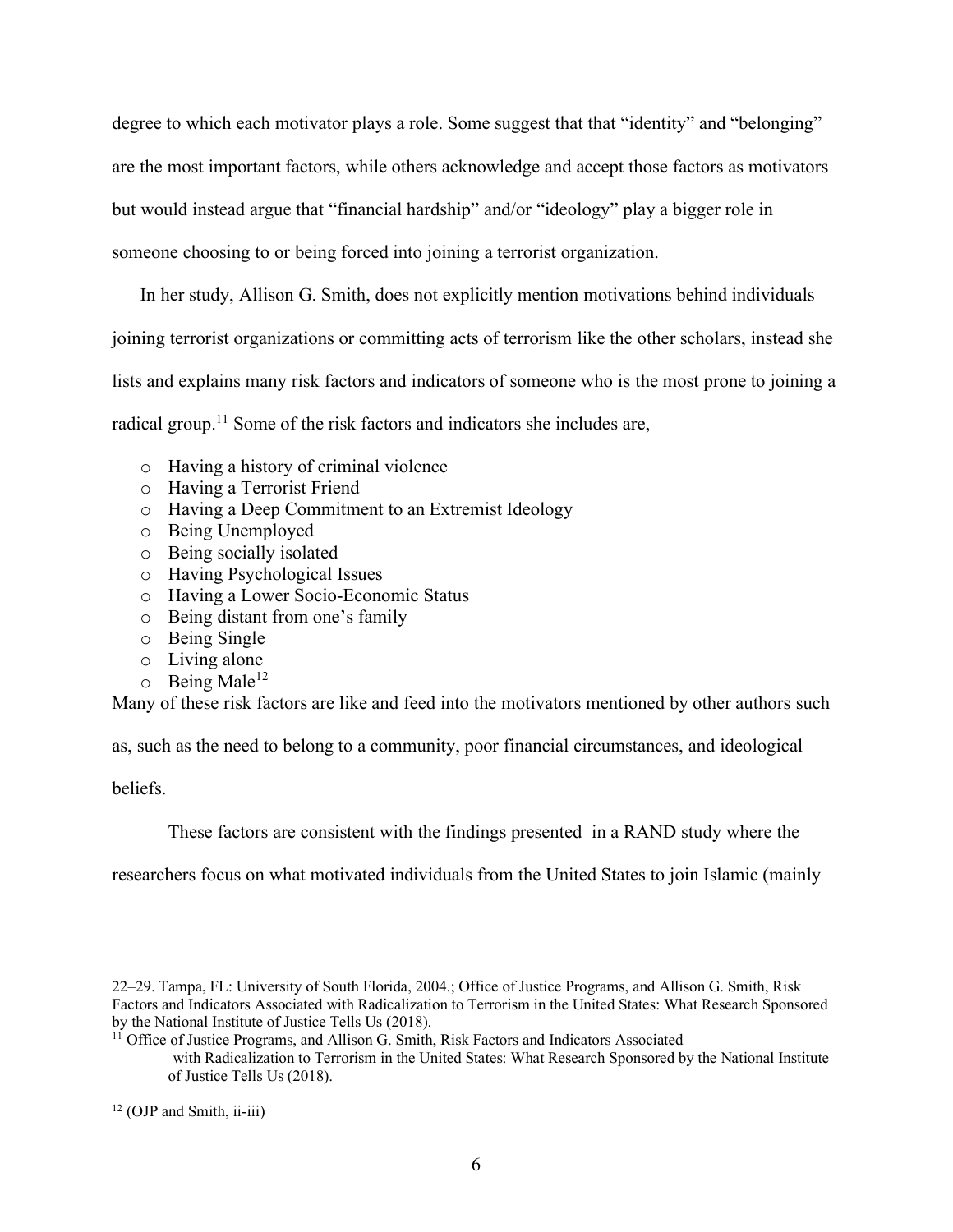degree to which each motivator plays a role. Some suggest that that "identity" and "belonging" are the most important factors, while others acknowledge and accept those factors as motivators but would instead argue that "financial hardship" and/or "ideology" play a bigger role in someone choosing to or being forced into joining a terrorist organization.

In her study, Allison G. Smith, does not explicitly mention motivations behind individuals joining terrorist organizations or committing acts of terrorism like the other scholars, instead she lists and explains many risk factors and indicators of someone who is the most prone to joining a radical group.[11] Some of the risk factors and indicators she includes are,

- Having a history of criminal violence
- Having a Terrorist Friend
- Having a Deep Commitment to an Extremist Ideology
- Being Unemployed
- Being socially isolated
- Having Psychological Issues
- Having a Lower Socio-Economic Status
- Being distant from one's family
- Being Single
- Living alone
- Being Male[12]

Many of these risk factors are like and feed into the motivators mentioned by other authors such as, such as the need to belong to a community, poor financial circumstances, and ideological beliefs.

These factors are consistent with the findings presented in a RAND study where the researchers focus on what motivated individuals from the United States to join Islamic (mainly

---

22–29. Tampa, FL: University of South Florida, 2004.; Office of Justice Programs, and Allison G. Smith, Risk Factors and Indicators Associated with Radicalization to Terrorism in the United States: What Research Sponsored by the National Institute of Justice Tells Us (2018).

[11] Office of Justice Programs, and Allison G. Smith, Risk Factors and Indicators Associated with Radicalization to Terrorism in the United States: What Research Sponsored by the National Institute of Justice Tells Us (2018).

[12] (OJP and Smith, ii-iii)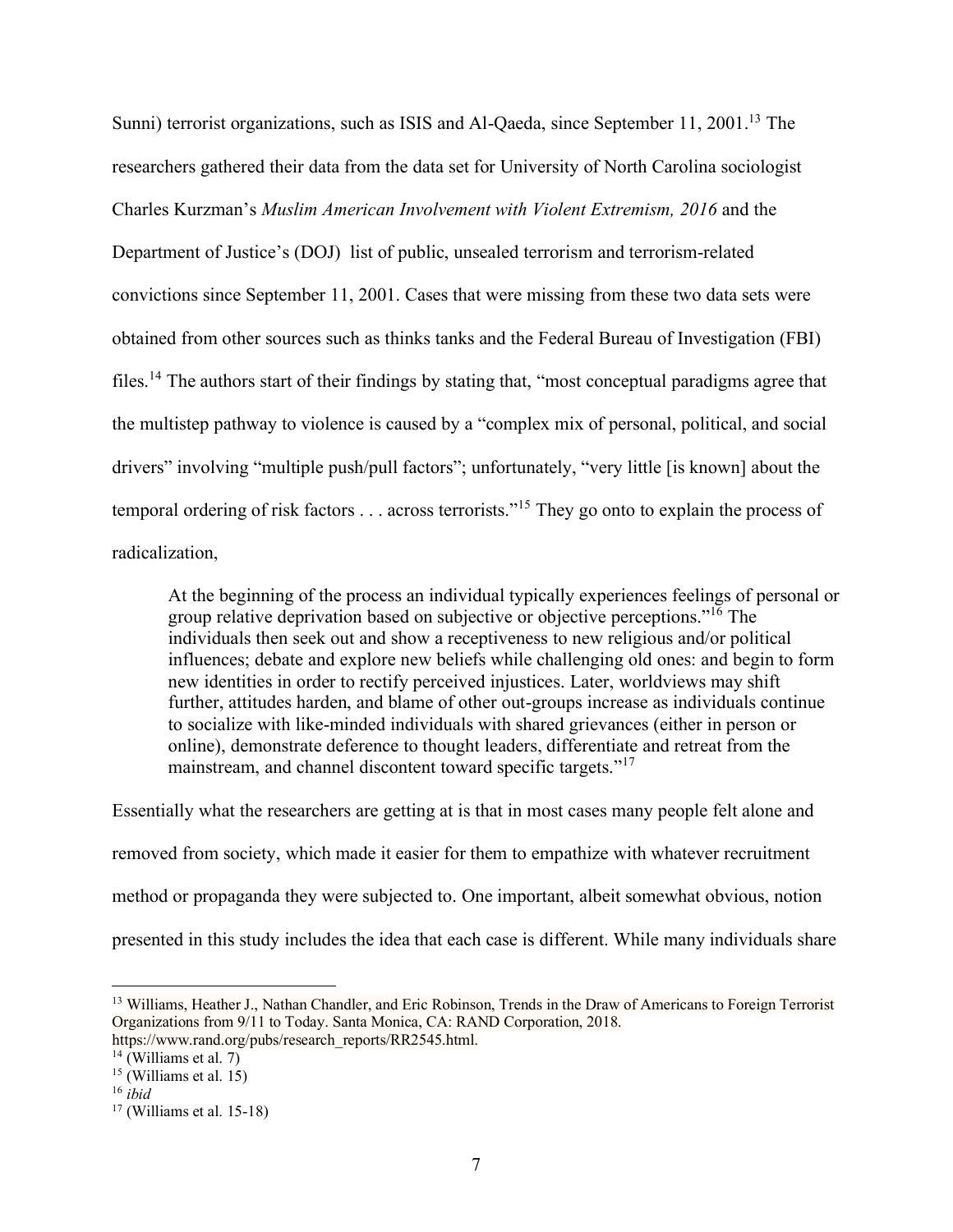Sunni) terrorist organizations, such as ISIS and Al-Qaeda, since September 11, 2001.[13] The researchers gathered their data from the data set for University of North Carolina sociologist Charles Kurzman's *Muslim American Involvement with Violent Extremism, 2016* and the Department of Justice's (DOJ) list of public, unsealed terrorism and terrorism-related convictions since September 11, 2001. Cases that were missing from these two data sets were obtained from other sources such as thinks tanks and the Federal Bureau of Investigation (FBI) files.[14] The authors start of their findings by stating that, "most conceptual paradigms agree that the multistep pathway to violence is caused by a "complex mix of personal, political, and social drivers" involving "multiple push/pull factors"; unfortunately, "very little [is known] about the temporal ordering of risk factors . . . across terrorists."[15] They go onto to explain the process of radicalization,

> At the beginning of the process an individual typically experiences feelings of personal or group relative deprivation based on subjective or objective perceptions."[16] The individuals then seek out and show a receptiveness to new religious and/or political influences; debate and explore new beliefs while challenging old ones: and begin to form new identities in order to rectify perceived injustices. Later, worldviews may shift further, attitudes harden, and blame of other out-groups increase as individuals continue to socialize with like-minded individuals with shared grievances (either in person or online), demonstrate deference to thought leaders, differentiate and retreat from the mainstream, and channel discontent toward specific targets."[17]

Essentially what the researchers are getting at is that in most cases many people felt alone and removed from society, which made it easier for them to empathize with whatever recruitment method or propaganda they were subjected to. One important, albeit somewhat obvious, notion presented in this study includes the idea that each case is different. While many individuals share

---

[13] Williams, Heather J., Nathan Chandler, and Eric Robinson, Trends in the Draw of Americans to Foreign Terrorist Organizations from 9/11 to Today. Santa Monica, CA: RAND Corporation, 2018. https://www.rand.org/pubs/research_reports/RR2545.html.

[14] (Williams et al. 7)

[15] (Williams et al. 15)

[16] *ibid*

[17] (Williams et al. 15-18)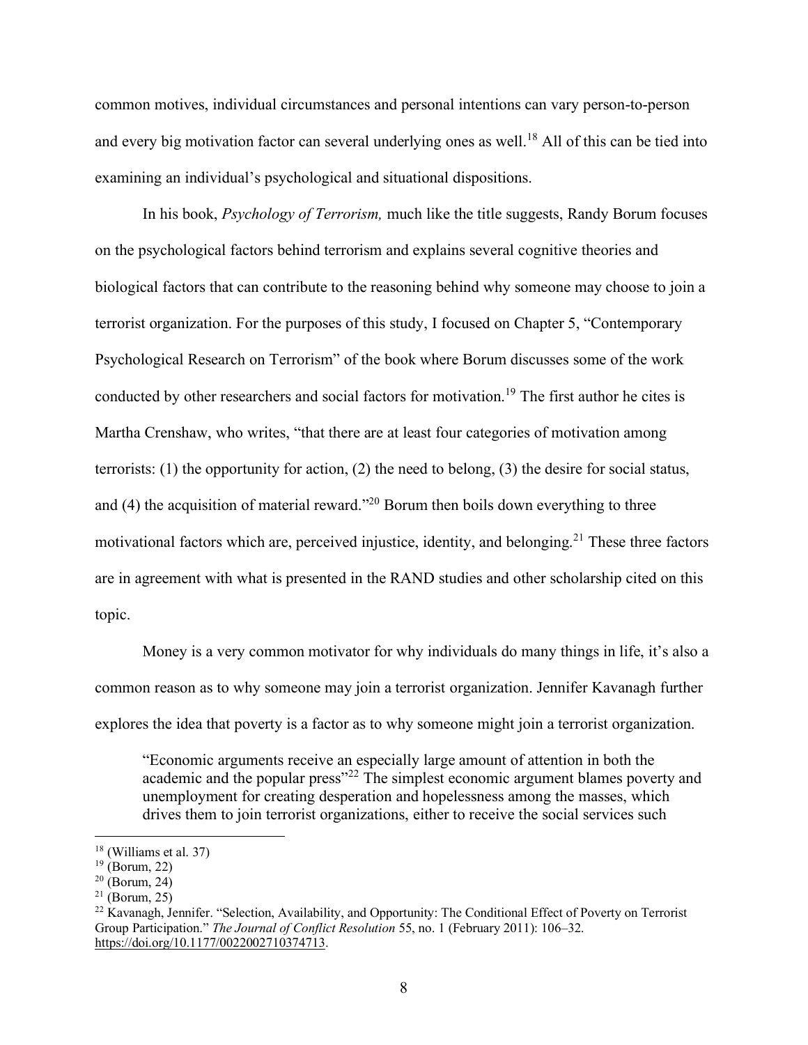common motives, individual circumstances and personal intentions can vary person-to-person and every big motivation factor can several underlying ones as well.[18] All of this can be tied into examining an individual's psychological and situational dispositions.

In his book, *Psychology of Terrorism,* much like the title suggests, Randy Borum focuses on the psychological factors behind terrorism and explains several cognitive theories and biological factors that can contribute to the reasoning behind why someone may choose to join a terrorist organization. For the purposes of this study, I focused on Chapter 5, "Contemporary Psychological Research on Terrorism" of the book where Borum discusses some of the work conducted by other researchers and social factors for motivation.[19] The first author he cites is Martha Crenshaw, who writes, "that there are at least four categories of motivation among terrorists: (1) the opportunity for action, (2) the need to belong, (3) the desire for social status, and (4) the acquisition of material reward."[20] Borum then boils down everything to three motivational factors which are, perceived injustice, identity, and belonging.[21] These three factors are in agreement with what is presented in the RAND studies and other scholarship cited on this topic.

Money is a very common motivator for why individuals do many things in life, it's also a common reason as to why someone may join a terrorist organization. Jennifer Kavanagh further explores the idea that poverty is a factor as to why someone might join a terrorist organization.

> "Economic arguments receive an especially large amount of attention in both the academic and the popular press"[22] The simplest economic argument blames poverty and unemployment for creating desperation and hopelessness among the masses, which drives them to join terrorist organizations, either to receive the social services such

---

[18] (Williams et al. 37)

[19] (Borum, 22)

[20] (Borum, 24)

[21] (Borum, 25)

[22] Kavanagh, Jennifer. "Selection, Availability, and Opportunity: The Conditional Effect of Poverty on Terrorist Group Participation." *The Journal of Conflict Resolution* 55, no. 1 (February 2011): 106–32. https://doi.org/10.1177/0022002710374713.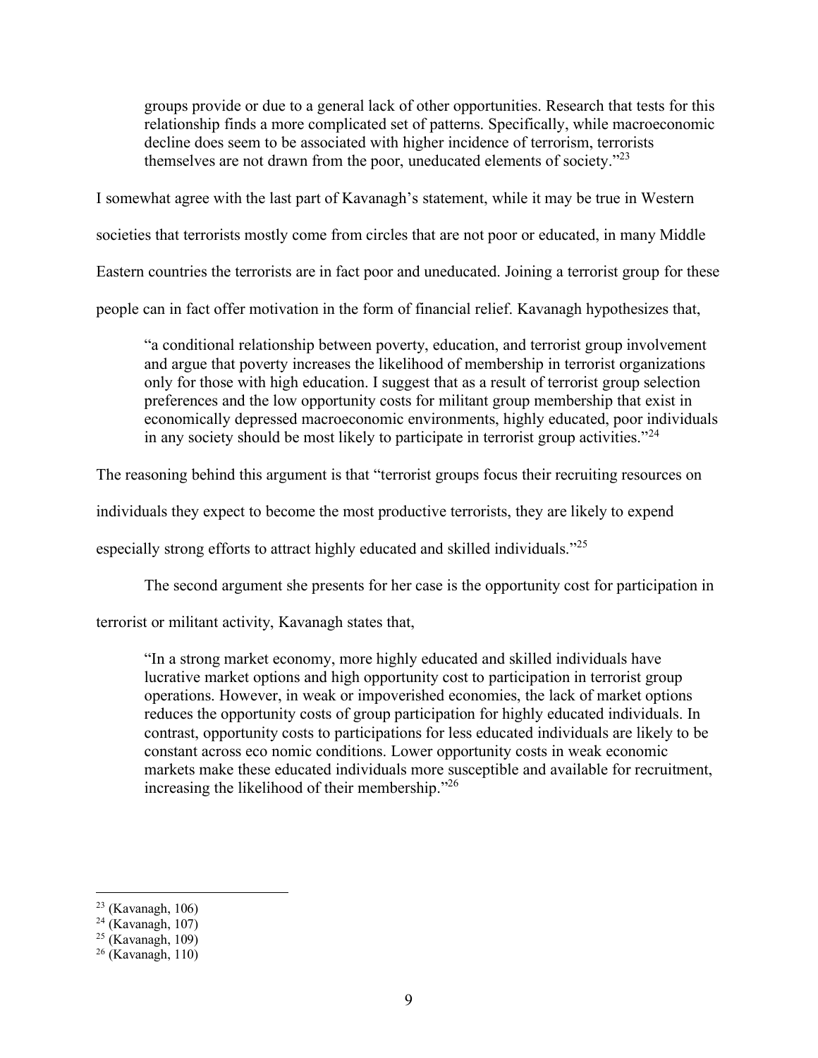> groups provide or due to a general lack of other opportunities. Research that tests for this relationship finds a more complicated set of patterns. Specifically, while macroeconomic decline does seem to be associated with higher incidence of terrorism, terrorists themselves are not drawn from the poor, uneducated elements of society."[23]

I somewhat agree with the last part of Kavanagh's statement, while it may be true in Western societies that terrorists mostly come from circles that are not poor or educated, in many Middle Eastern countries the terrorists are in fact poor and uneducated. Joining a terrorist group for these people can in fact offer motivation in the form of financial relief. Kavanagh hypothesizes that,

> "a conditional relationship between poverty, education, and terrorist group involvement and argue that poverty increases the likelihood of membership in terrorist organizations only for those with high education. I suggest that as a result of terrorist group selection preferences and the low opportunity costs for militant group membership that exist in economically depressed macroeconomic environments, highly educated, poor individuals in any society should be most likely to participate in terrorist group activities."[24]

The reasoning behind this argument is that "terrorist groups focus their recruiting resources on individuals they expect to become the most productive terrorists, they are likely to expend especially strong efforts to attract highly educated and skilled individuals."[25]

The second argument she presents for her case is the opportunity cost for participation in terrorist or militant activity, Kavanagh states that,

> "In a strong market economy, more highly educated and skilled individuals have lucrative market options and high opportunity cost to participation in terrorist group operations. However, in weak or impoverished economies, the lack of market options reduces the opportunity costs of group participation for highly educated individuals. In contrast, opportunity costs to participations for less educated individuals are likely to be constant across eco nomic conditions. Lower opportunity costs in weak economic markets make these educated individuals more susceptible and available for recruitment, increasing the likelihood of their membership."[26]

---

[23] (Kavanagh, 106)
[24] (Kavanagh, 107)
[25] (Kavanagh, 109)
[26] (Kavanagh, 110)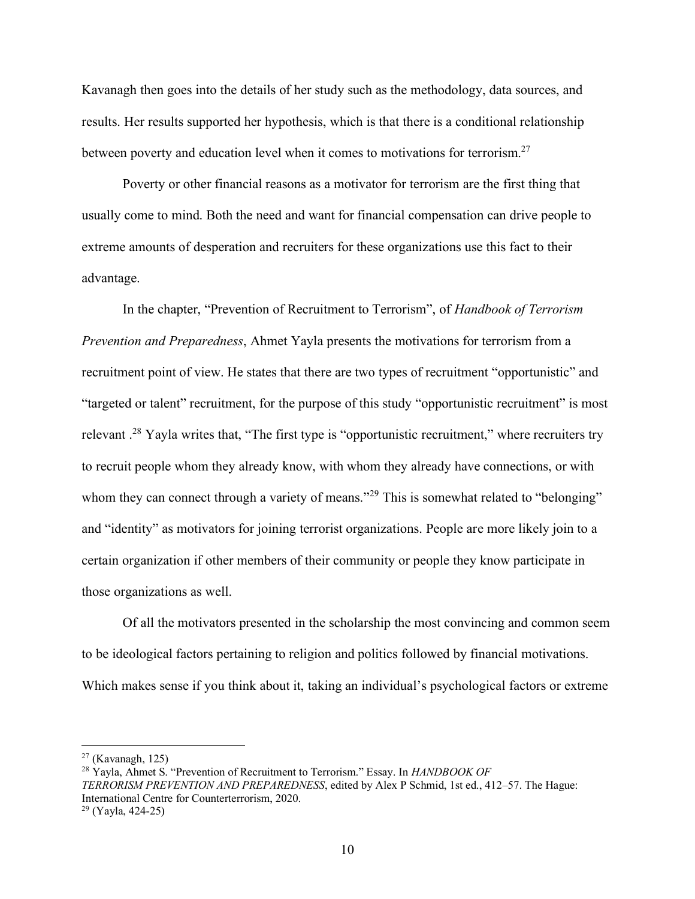Kavanagh then goes into the details of her study such as the methodology, data sources, and results. Her results supported her hypothesis, which is that there is a conditional relationship between poverty and education level when it comes to motivations for terrorism.[27]

Poverty or other financial reasons as a motivator for terrorism are the first thing that usually come to mind. Both the need and want for financial compensation can drive people to extreme amounts of desperation and recruiters for these organizations use this fact to their advantage.

In the chapter, "Prevention of Recruitment to Terrorism", of *Handbook of Terrorism Prevention and Preparedness*, Ahmet Yayla presents the motivations for terrorism from a recruitment point of view. He states that there are two types of recruitment "opportunistic" and "targeted or talent" recruitment, for the purpose of this study "opportunistic recruitment" is most relevant .[28] Yayla writes that, "The first type is "opportunistic recruitment," where recruiters try to recruit people whom they already know, with whom they already have connections, or with whom they can connect through a variety of means."[29] This is somewhat related to "belonging" and "identity" as motivators for joining terrorist organizations. People are more likely join to a certain organization if other members of their community or people they know participate in those organizations as well.

Of all the motivators presented in the scholarship the most convincing and common seem to be ideological factors pertaining to religion and politics followed by financial motivations. Which makes sense if you think about it, taking an individual's psychological factors or extreme

---

[27] (Kavanagh, 125)

[28] Yayla, Ahmet S. "Prevention of Recruitment to Terrorism." Essay. In *HANDBOOK OF TERRORISM PREVENTION AND PREPAREDNESS*, edited by Alex P Schmid, 1st ed., 412–57. The Hague: International Centre for Counterterrorism, 2020.

[29] (Yayla, 424-25)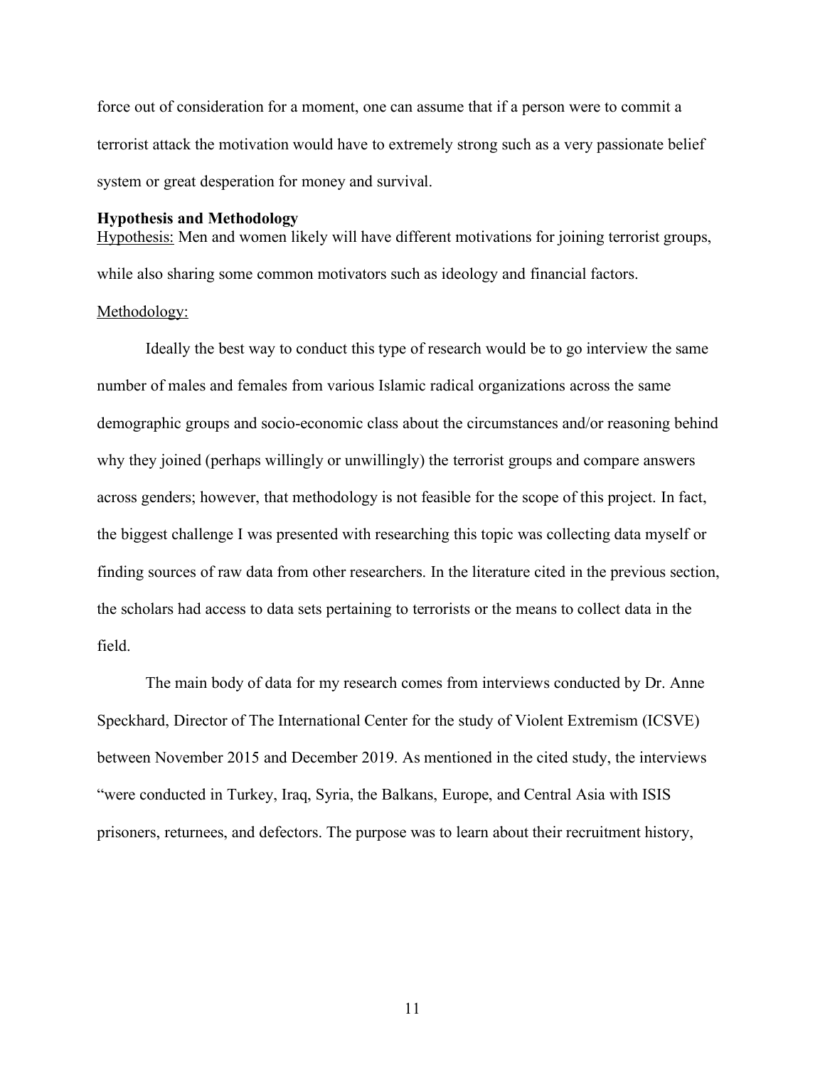force out of consideration for a moment, one can assume that if a person were to commit a terrorist attack the motivation would have to extremely strong such as a very passionate belief system or great desperation for money and survival.

**Hypothesis and Methodology**

Hypothesis: Men and women likely will have different motivations for joining terrorist groups, while also sharing some common motivators such as ideology and financial factors.

Methodology:

Ideally the best way to conduct this type of research would be to go interview the same number of males and females from various Islamic radical organizations across the same demographic groups and socio-economic class about the circumstances and/or reasoning behind why they joined (perhaps willingly or unwillingly) the terrorist groups and compare answers across genders; however, that methodology is not feasible for the scope of this project. In fact, the biggest challenge I was presented with researching this topic was collecting data myself or finding sources of raw data from other researchers. In the literature cited in the previous section, the scholars had access to data sets pertaining to terrorists or the means to collect data in the field.

The main body of data for my research comes from interviews conducted by Dr. Anne Speckhard, Director of The International Center for the study of Violent Extremism (ICSVE) between November 2015 and December 2019. As mentioned in the cited study, the interviews "were conducted in Turkey, Iraq, Syria, the Balkans, Europe, and Central Asia with ISIS prisoners, returnees, and defectors. The purpose was to learn about their recruitment history,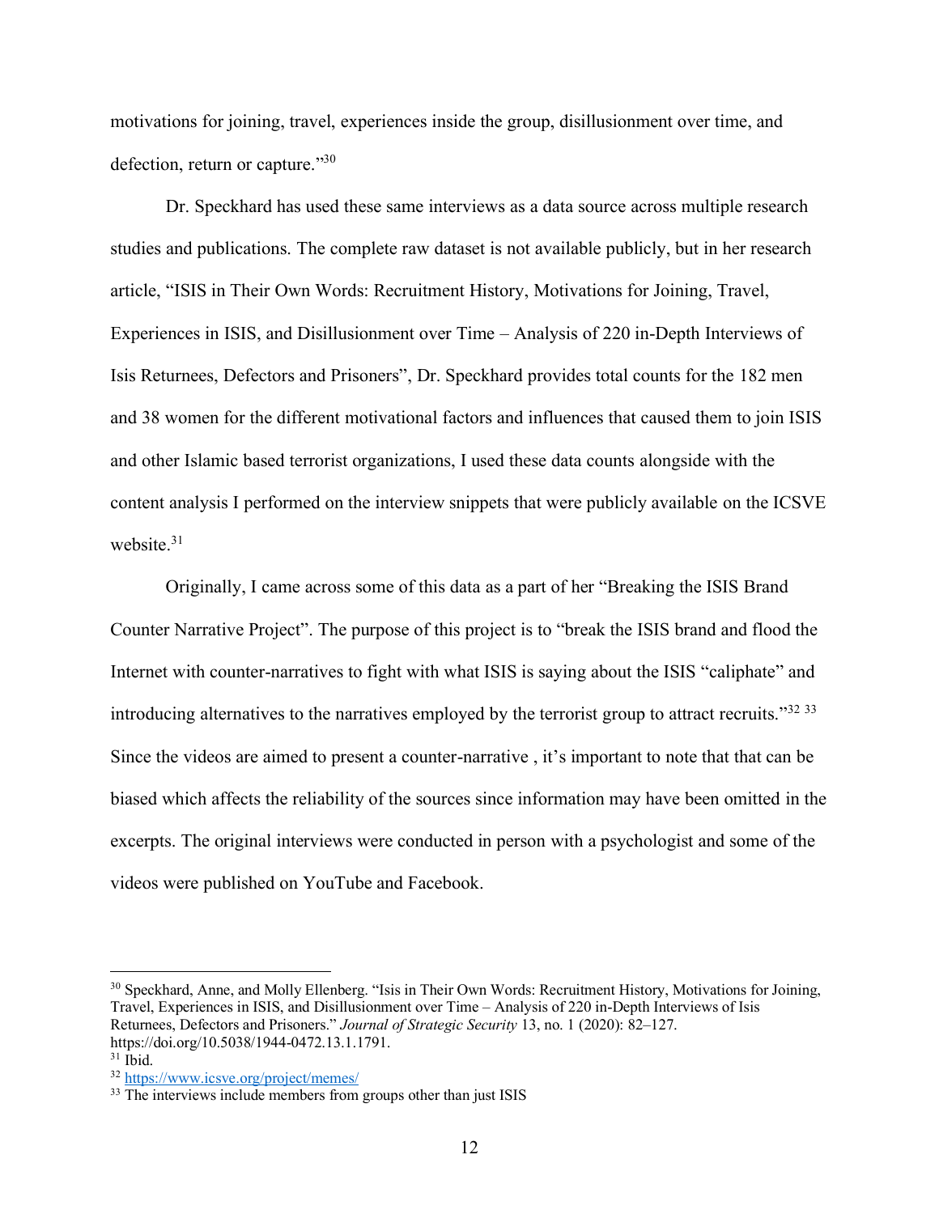motivations for joining, travel, experiences inside the group, disillusionment over time, and defection, return or capture."[30]

Dr. Speckhard has used these same interviews as a data source across multiple research studies and publications. The complete raw dataset is not available publicly, but in her research article, "ISIS in Their Own Words: Recruitment History, Motivations for Joining, Travel, Experiences in ISIS, and Disillusionment over Time – Analysis of 220 in-Depth Interviews of Isis Returnees, Defectors and Prisoners", Dr. Speckhard provides total counts for the 182 men and 38 women for the different motivational factors and influences that caused them to join ISIS and other Islamic based terrorist organizations, I used these data counts alongside with the content analysis I performed on the interview snippets that were publicly available on the ICSVE website.[31]

Originally, I came across some of this data as a part of her "Breaking the ISIS Brand Counter Narrative Project". The purpose of this project is to "break the ISIS brand and flood the Internet with counter-narratives to fight with what ISIS is saying about the ISIS "caliphate" and introducing alternatives to the narratives employed by the terrorist group to attract recruits."[32] [33] Since the videos are aimed to present a counter-narrative , it's important to note that that can be biased which affects the reliability of the sources since information may have been omitted in the excerpts. The original interviews were conducted in person with a psychologist and some of the videos were published on YouTube and Facebook.

---

[30] Speckhard, Anne, and Molly Ellenberg. "Isis in Their Own Words: Recruitment History, Motivations for Joining, Travel, Experiences in ISIS, and Disillusionment over Time – Analysis of 220 in-Depth Interviews of Isis Returnees, Defectors and Prisoners." *Journal of Strategic Security* 13, no. 1 (2020): 82–127. https://doi.org/10.5038/1944-0472.13.1.1791.

[31] Ibid.

[32] https://www.icsve.org/project/memes/

[33] The interviews include members from groups other than just ISIS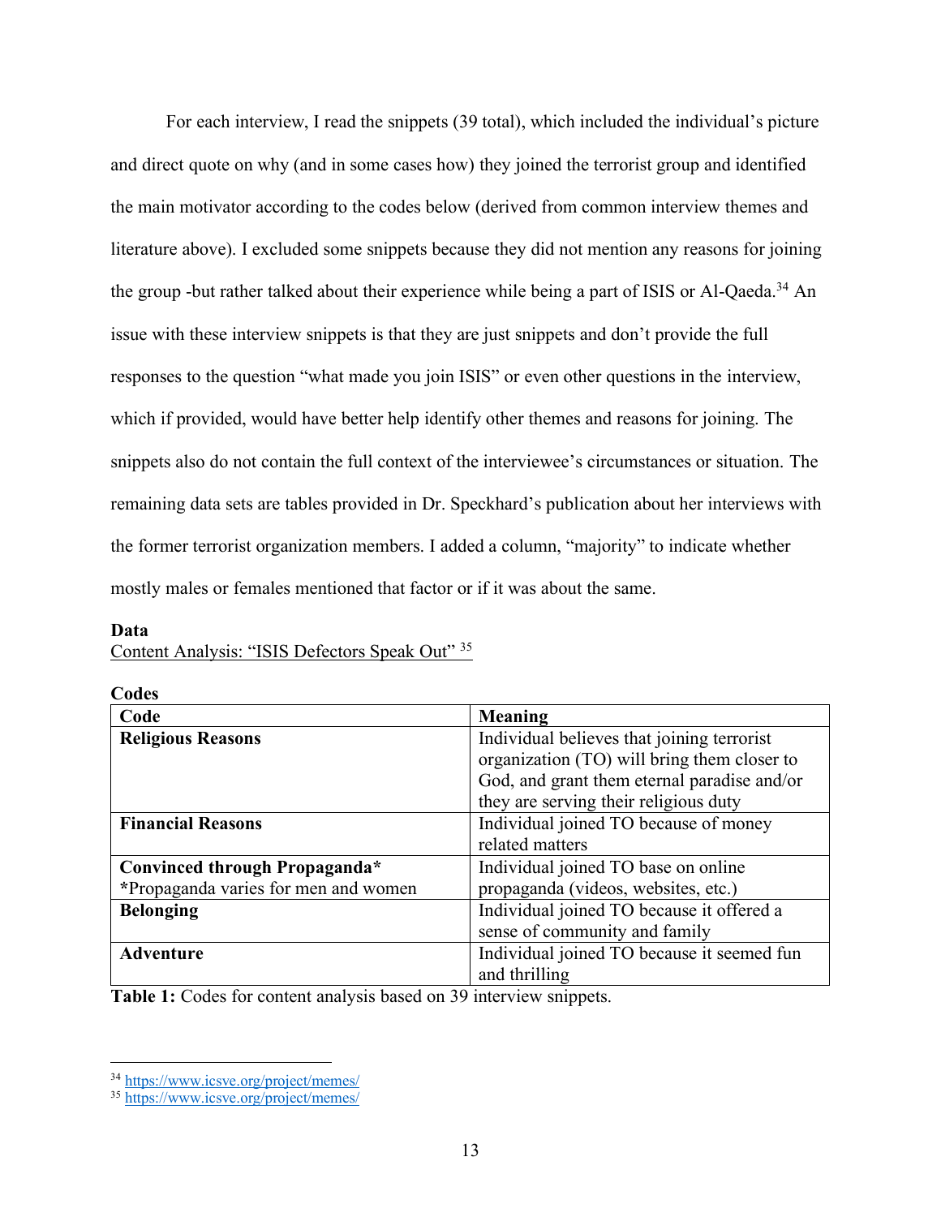For each interview, I read the snippets (39 total), which included the individual's picture and direct quote on why (and in some cases how) they joined the terrorist group and identified the main motivator according to the codes below (derived from common interview themes and literature above). I excluded some snippets because they did not mention any reasons for joining the group -but rather talked about their experience while being a part of ISIS or Al-Qaeda.[34] An issue with these interview snippets is that they are just snippets and don't provide the full responses to the question "what made you join ISIS" or even other questions in the interview, which if provided, would have better help identify other themes and reasons for joining. The snippets also do not contain the full context of the interviewee's circumstances or situation. The remaining data sets are tables provided in Dr. Speckhard's publication about her interviews with the former terrorist organization members. I added a column, "majority" to indicate whether mostly males or females mentioned that factor or if it was about the same.

**Data**

Content Analysis: "ISIS Defectors Speak Out" [35]

**Codes**

| **Code** | **Meaning** |
|---|---|
| **Religious Reasons** | Individual believes that joining terrorist organization (TO) will bring them closer to God, and grant them eternal paradise and/or they are serving their religious duty |
| **Financial Reasons** | Individual joined TO because of money related matters |
| **Convinced through Propaganda*** <br> *Propaganda varies for men and women | Individual joined TO base on online propaganda (videos, websites, etc.) |
| **Belonging** | Individual joined TO because it offered a sense of community and family |
| **Adventure** | Individual joined TO because it seemed fun and thrilling |

**Table 1:** Codes for content analysis based on 39 interview snippets.

[34] https://www.icsve.org/project/memes/

[35] https://www.icsve.org/project/memes/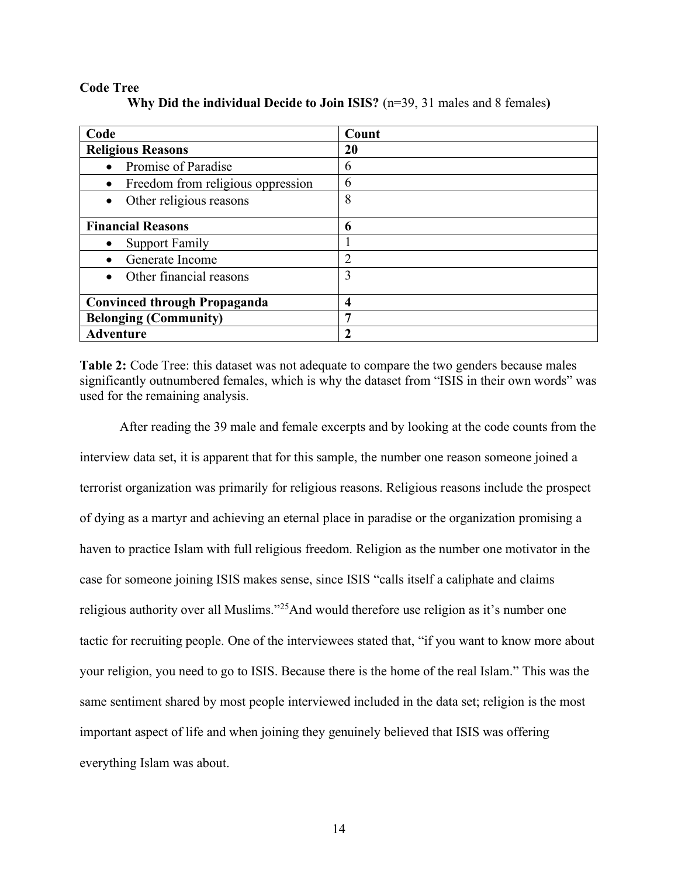**Code Tree**

**Why Did the individual Decide to Join ISIS?** (n=39, 31 males and 8 females**)**

| Code | Count |
|---|---|
| **Religious Reasons** | **20** |
| • Promise of Paradise | 6 |
| • Freedom from religious oppression | 6 |
| • Other religious reasons | 8 |
| **Financial Reasons** | **6** |
| • Support Family | 1 |
| • Generate Income | 2 |
| • Other financial reasons | 3 |
| **Convinced through Propaganda** | **4** |
| **Belonging (Community)** | **7** |
| **Adventure** | **2** |

**Table 2:** Code Tree: this dataset was not adequate to compare the two genders because males significantly outnumbered females, which is why the dataset from "ISIS in their own words" was used for the remaining analysis.

After reading the 39 male and female excerpts and by looking at the code counts from the interview data set, it is apparent that for this sample, the number one reason someone joined a terrorist organization was primarily for religious reasons. Religious reasons include the prospect of dying as a martyr and achieving an eternal place in paradise or the organization promising a haven to practice Islam with full religious freedom. Religion as the number one motivator in the case for someone joining ISIS makes sense, since ISIS "calls itself a caliphate and claims religious authority over all Muslims."[25]And would therefore use religion as it's number one tactic for recruiting people. One of the interviewees stated that, "if you want to know more about your religion, you need to go to ISIS. Because there is the home of the real Islam." This was the same sentiment shared by most people interviewed included in the data set; religion is the most important aspect of life and when joining they genuinely believed that ISIS was offering everything Islam was about.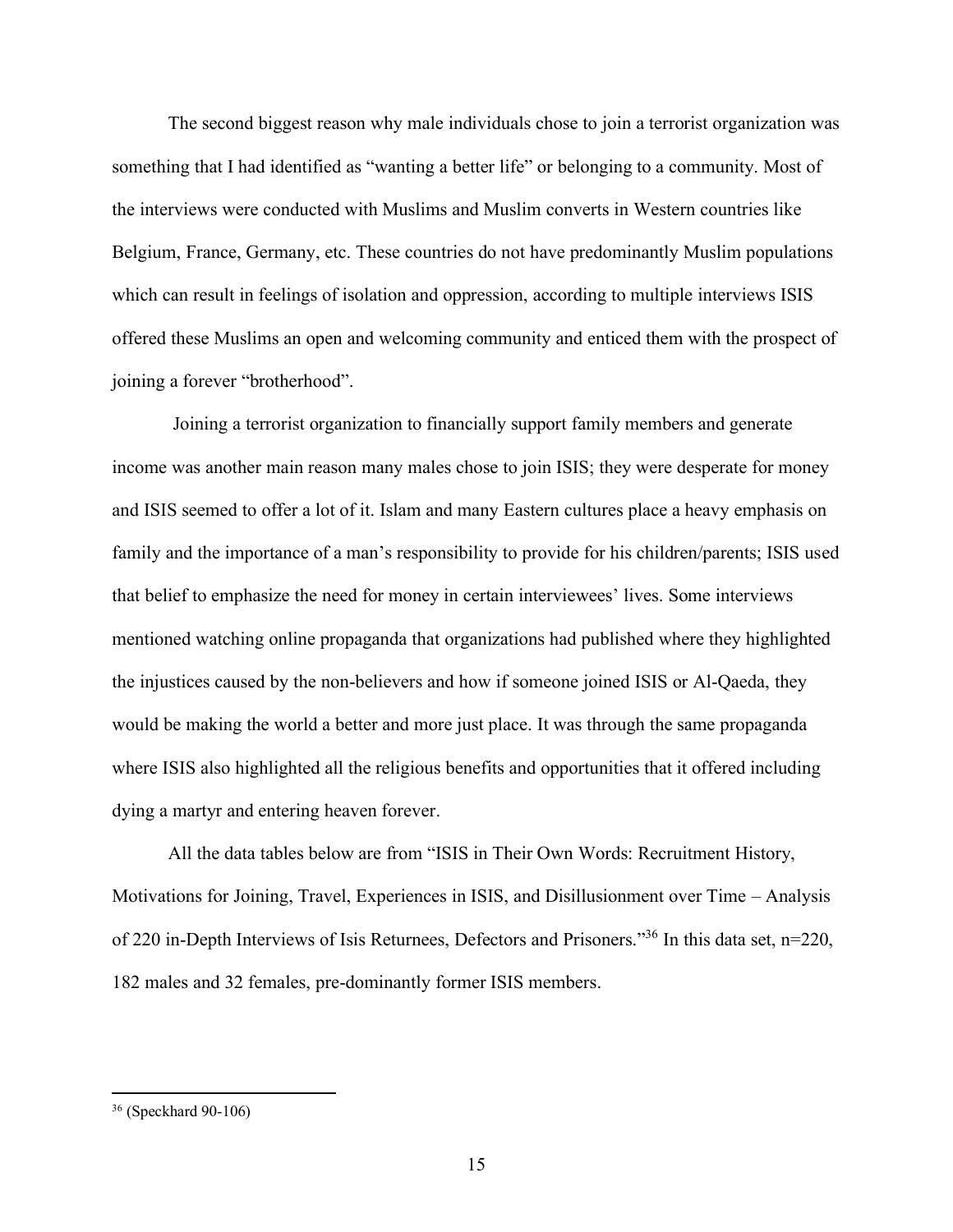The second biggest reason why male individuals chose to join a terrorist organization was something that I had identified as "wanting a better life" or belonging to a community. Most of the interviews were conducted with Muslims and Muslim converts in Western countries like Belgium, France, Germany, etc. These countries do not have predominantly Muslim populations which can result in feelings of isolation and oppression, according to multiple interviews ISIS offered these Muslims an open and welcoming community and enticed them with the prospect of joining a forever "brotherhood".

Joining a terrorist organization to financially support family members and generate income was another main reason many males chose to join ISIS; they were desperate for money and ISIS seemed to offer a lot of it. Islam and many Eastern cultures place a heavy emphasis on family and the importance of a man's responsibility to provide for his children/parents; ISIS used that belief to emphasize the need for money in certain interviewees' lives. Some interviews mentioned watching online propaganda that organizations had published where they highlighted the injustices caused by the non-believers and how if someone joined ISIS or Al-Qaeda, they would be making the world a better and more just place. It was through the same propaganda where ISIS also highlighted all the religious benefits and opportunities that it offered including dying a martyr and entering heaven forever.

All the data tables below are from "ISIS in Their Own Words: Recruitment History, Motivations for Joining, Travel, Experiences in ISIS, and Disillusionment over Time – Analysis of 220 in-Depth Interviews of Isis Returnees, Defectors and Prisoners."[36] In this data set, n=220, 182 males and 32 females, pre-dominantly former ISIS members.

---

[36] (Speckhard 90-106)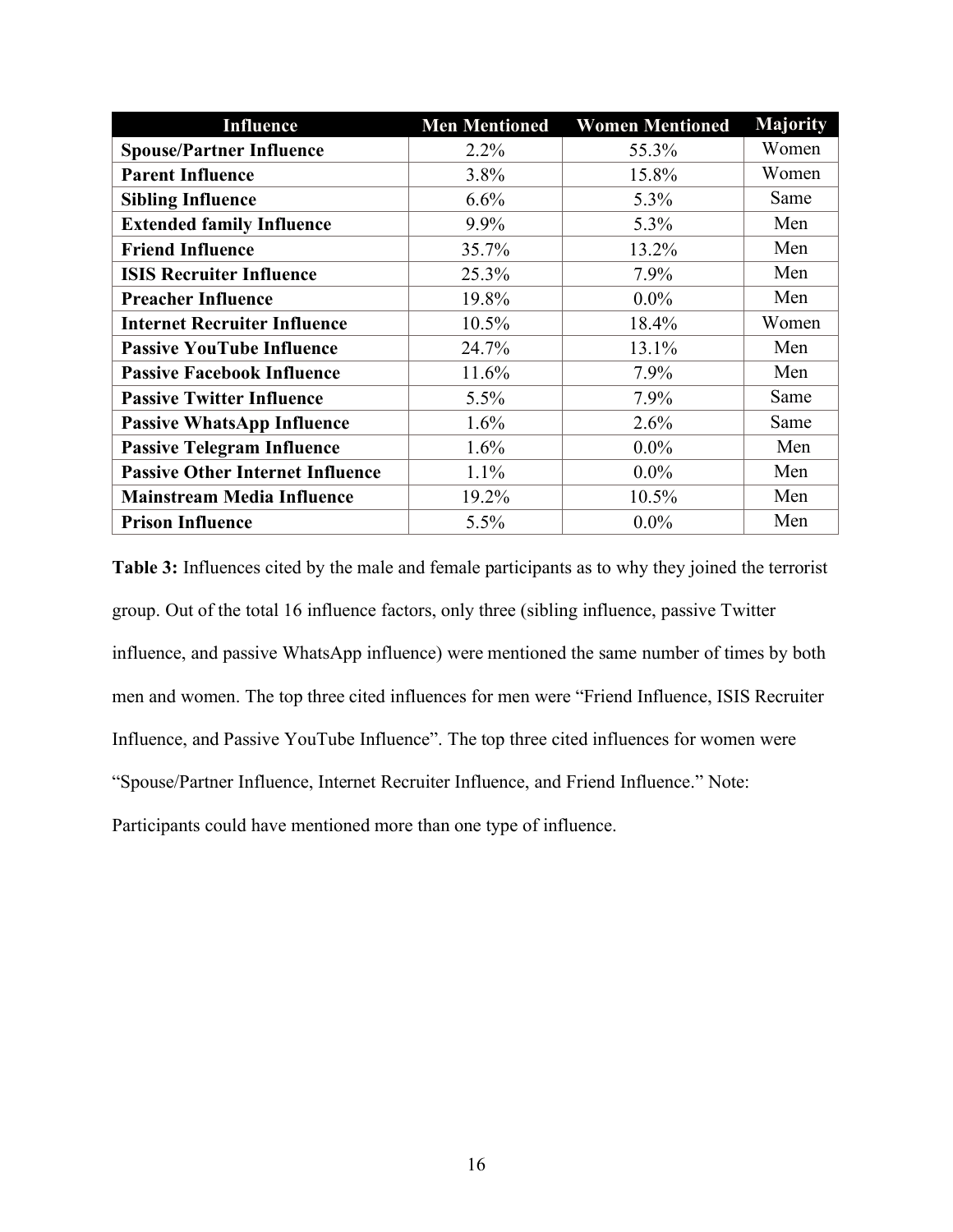| Influence | Men Mentioned | Women Mentioned | Majority |
|---|---|---|---|
| **Spouse/Partner Influence** | 2.2% | 55.3% | Women |
| **Parent Influence** | 3.8% | 15.8% | Women |
| **Sibling Influence** | 6.6% | 5.3% | Same |
| **Extended family Influence** | 9.9% | 5.3% | Men |
| **Friend Influence** | 35.7% | 13.2% | Men |
| **ISIS Recruiter Influence** | 25.3% | 7.9% | Men |
| **Preacher Influence** | 19.8% | 0.0% | Men |
| **Internet Recruiter Influence** | 10.5% | 18.4% | Women |
| **Passive YouTube Influence** | 24.7% | 13.1% | Men |
| **Passive Facebook Influence** | 11.6% | 7.9% | Men |
| **Passive Twitter Influence** | 5.5% | 7.9% | Same |
| **Passive WhatsApp Influence** | 1.6% | 2.6% | Same |
| **Passive Telegram Influence** | 1.6% | 0.0% | Men |
| **Passive Other Internet Influence** | 1.1% | 0.0% | Men |
| **Mainstream Media Influence** | 19.2% | 10.5% | Men |
| **Prison Influence** | 5.5% | 0.0% | Men |

**Table 3:** Influences cited by the male and female participants as to why they joined the terrorist group. Out of the total 16 influence factors, only three (sibling influence, passive Twitter influence, and passive WhatsApp influence) were mentioned the same number of times by both men and women. The top three cited influences for men were "Friend Influence, ISIS Recruiter Influence, and Passive YouTube Influence". The top three cited influences for women were "Spouse/Partner Influence, Internet Recruiter Influence, and Friend Influence." Note: Participants could have mentioned more than one type of influence.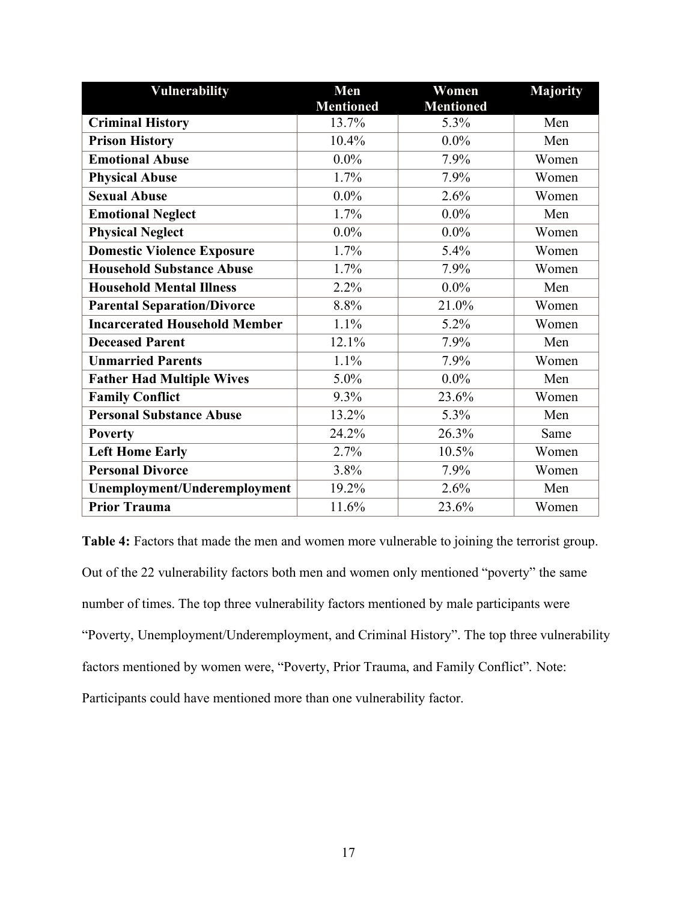| Vulnerability | Men Mentioned | Women Mentioned | Majority |
|---|---|---|---|
| **Criminal History** | 13.7% | 5.3% | Men |
| **Prison History** | 10.4% | 0.0% | Men |
| **Emotional Abuse** | 0.0% | 7.9% | Women |
| **Physical Abuse** | 1.7% | 7.9% | Women |
| **Sexual Abuse** | 0.0% | 2.6% | Women |
| **Emotional Neglect** | 1.7% | 0.0% | Men |
| **Physical Neglect** | 0.0% | 0.0% | Women |
| **Domestic Violence Exposure** | 1.7% | 5.4% | Women |
| **Household Substance Abuse** | 1.7% | 7.9% | Women |
| **Household Mental Illness** | 2.2% | 0.0% | Men |
| **Parental Separation/Divorce** | 8.8% | 21.0% | Women |
| **Incarcerated Household Member** | 1.1% | 5.2% | Women |
| **Deceased Parent** | 12.1% | 7.9% | Men |
| **Unmarried Parents** | 1.1% | 7.9% | Women |
| **Father Had Multiple Wives** | 5.0% | 0.0% | Men |
| **Family Conflict** | 9.3% | 23.6% | Women |
| **Personal Substance Abuse** | 13.2% | 5.3% | Men |
| **Poverty** | 24.2% | 26.3% | Same |
| **Left Home Early** | 2.7% | 10.5% | Women |
| **Personal Divorce** | 3.8% | 7.9% | Women |
| **Unemployment/Underemployment** | 19.2% | 2.6% | Men |
| **Prior Trauma** | 11.6% | 23.6% | Women |

**Table 4:** Factors that made the men and women more vulnerable to joining the terrorist group. Out of the 22 vulnerability factors both men and women only mentioned "poverty" the same number of times. The top three vulnerability factors mentioned by male participants were "Poverty, Unemployment/Underemployment, and Criminal History". The top three vulnerability factors mentioned by women were, "Poverty, Prior Trauma, and Family Conflict". Note: Participants could have mentioned more than one vulnerability factor.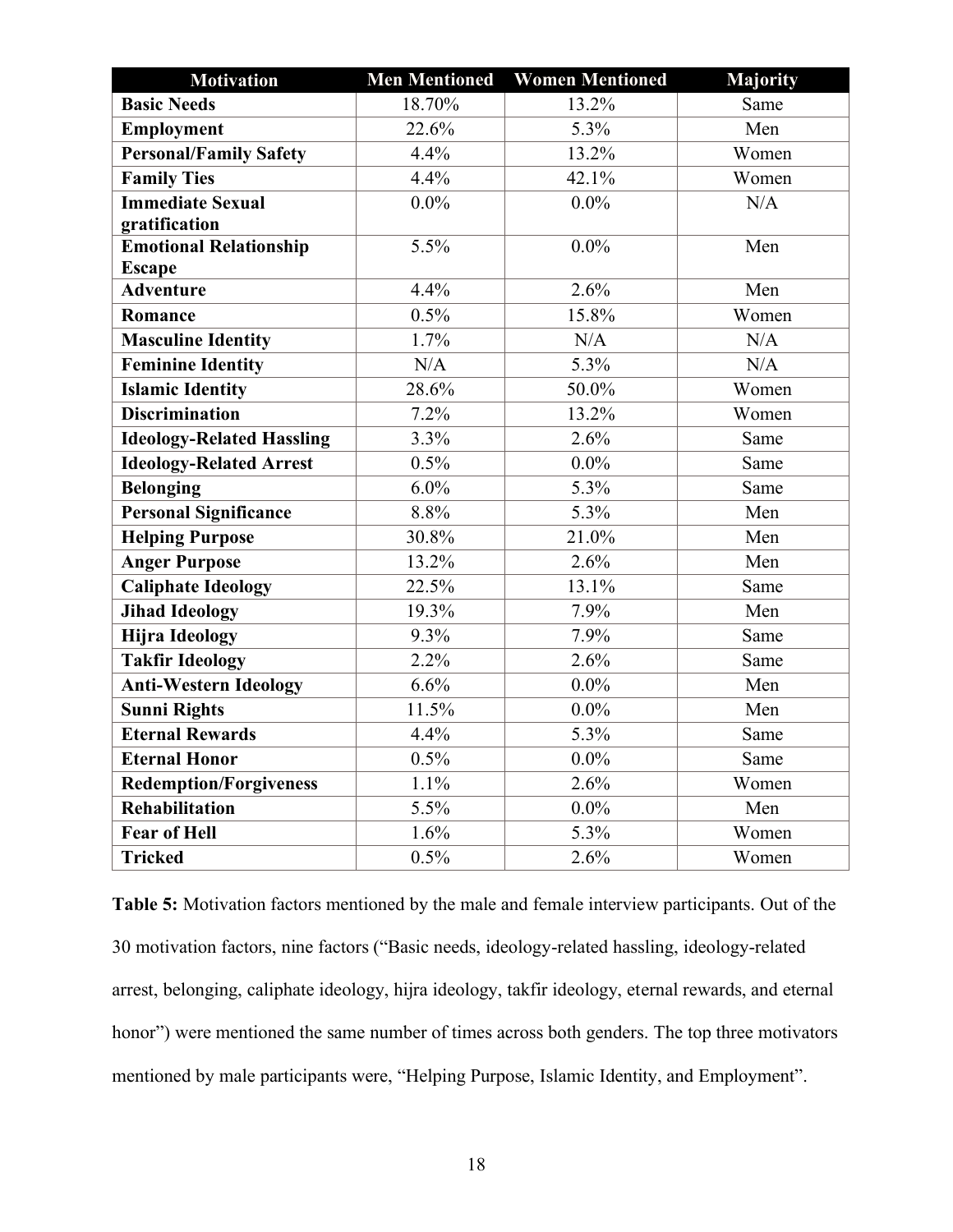| Motivation | Men Mentioned | Women Mentioned | Majority |
| --- | --- | --- | --- |
| **Basic Needs** | 18.70% | 13.2% | Same |
| **Employment** | 22.6% | 5.3% | Men |
| **Personal/Family Safety** | 4.4% | 13.2% | Women |
| **Family Ties** | 4.4% | 42.1% | Women |
| **Immediate Sexual gratification** | 0.0% | 0.0% | N/A |
| **Emotional Relationship Escape** | 5.5% | 0.0% | Men |
| **Adventure** | 4.4% | 2.6% | Men |
| **Romance** | 0.5% | 15.8% | Women |
| **Masculine Identity** | 1.7% | N/A | N/A |
| **Feminine Identity** | N/A | 5.3% | N/A |
| **Islamic Identity** | 28.6% | 50.0% | Women |
| **Discrimination** | 7.2% | 13.2% | Women |
| **Ideology-Related Hassling** | 3.3% | 2.6% | Same |
| **Ideology-Related Arrest** | 0.5% | 0.0% | Same |
| **Belonging** | 6.0% | 5.3% | Same |
| **Personal Significance** | 8.8% | 5.3% | Men |
| **Helping Purpose** | 30.8% | 21.0% | Men |
| **Anger Purpose** | 13.2% | 2.6% | Men |
| **Caliphate Ideology** | 22.5% | 13.1% | Same |
| **Jihad Ideology** | 19.3% | 7.9% | Men |
| **Hijra Ideology** | 9.3% | 7.9% | Same |
| **Takfir Ideology** | 2.2% | 2.6% | Same |
| **Anti-Western Ideology** | 6.6% | 0.0% | Men |
| **Sunni Rights** | 11.5% | 0.0% | Men |
| **Eternal Rewards** | 4.4% | 5.3% | Same |
| **Eternal Honor** | 0.5% | 0.0% | Same |
| **Redemption/Forgiveness** | 1.1% | 2.6% | Women |
| **Rehabilitation** | 5.5% | 0.0% | Men |
| **Fear of Hell** | 1.6% | 5.3% | Women |
| **Tricked** | 0.5% | 2.6% | Women |

**Table 5:** Motivation factors mentioned by the male and female interview participants. Out of the 30 motivation factors, nine factors ("Basic needs, ideology-related hassling, ideology-related arrest, belonging, caliphate ideology, hijra ideology, takfir ideology, eternal rewards, and eternal honor") were mentioned the same number of times across both genders. The top three motivators mentioned by male participants were, "Helping Purpose, Islamic Identity, and Employment".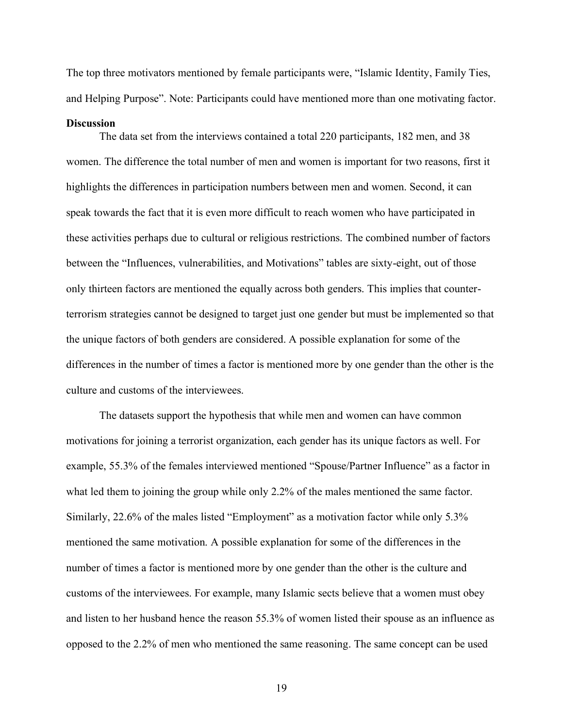The top three motivators mentioned by female participants were, "Islamic Identity, Family Ties, and Helping Purpose". Note: Participants could have mentioned more than one motivating factor.

**Discussion**

The data set from the interviews contained a total 220 participants, 182 men, and 38 women. The difference the total number of men and women is important for two reasons, first it highlights the differences in participation numbers between men and women. Second, it can speak towards the fact that it is even more difficult to reach women who have participated in these activities perhaps due to cultural or religious restrictions. The combined number of factors between the "Influences, vulnerabilities, and Motivations" tables are sixty-eight, out of those only thirteen factors are mentioned the equally across both genders. This implies that counter-terrorism strategies cannot be designed to target just one gender but must be implemented so that the unique factors of both genders are considered. A possible explanation for some of the differences in the number of times a factor is mentioned more by one gender than the other is the culture and customs of the interviewees.

The datasets support the hypothesis that while men and women can have common motivations for joining a terrorist organization, each gender has its unique factors as well. For example, 55.3% of the females interviewed mentioned "Spouse/Partner Influence" as a factor in what led them to joining the group while only 2.2% of the males mentioned the same factor. Similarly, 22.6% of the males listed "Employment" as a motivation factor while only 5.3% mentioned the same motivation. A possible explanation for some of the differences in the number of times a factor is mentioned more by one gender than the other is the culture and customs of the interviewees. For example, many Islamic sects believe that a women must obey and listen to her husband hence the reason 55.3% of women listed their spouse as an influence as opposed to the 2.2% of men who mentioned the same reasoning. The same concept can be used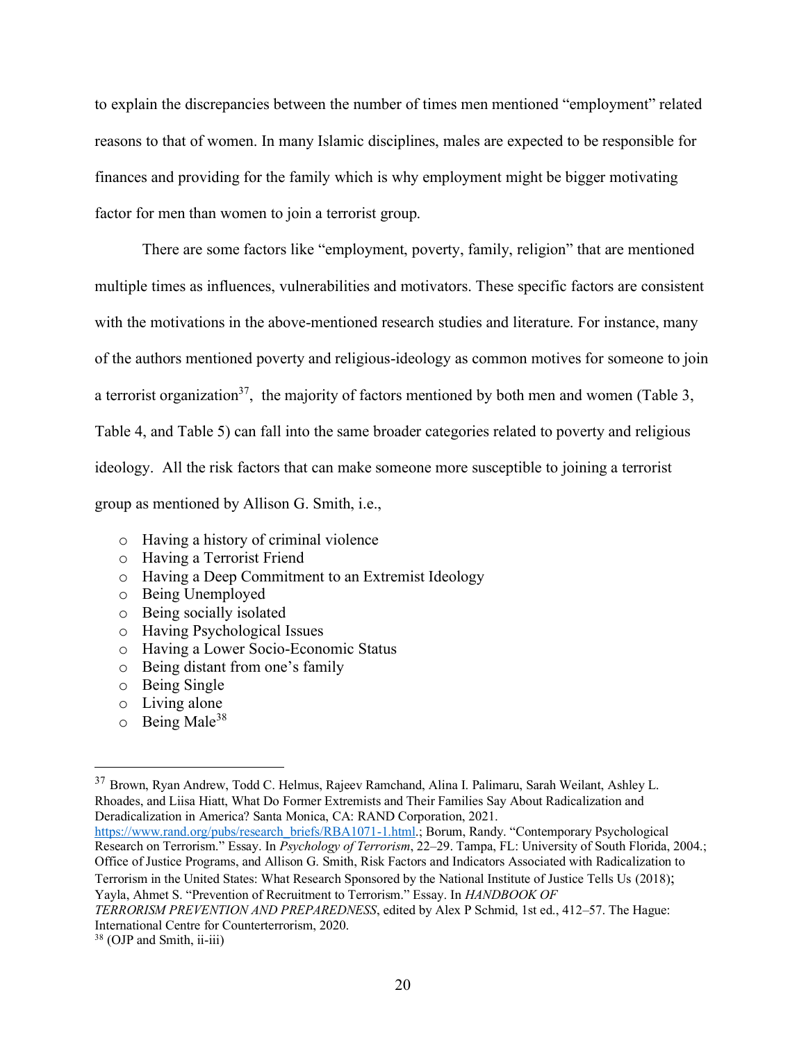to explain the discrepancies between the number of times men mentioned "employment" related reasons to that of women. In many Islamic disciplines, males are expected to be responsible for finances and providing for the family which is why employment might be bigger motivating factor for men than women to join a terrorist group.

There are some factors like "employment, poverty, family, religion" that are mentioned multiple times as influences, vulnerabilities and motivators. These specific factors are consistent with the motivations in the above-mentioned research studies and literature. For instance, many of the authors mentioned poverty and religious-ideology as common motives for someone to join a terrorist organization[37], the majority of factors mentioned by both men and women (Table 3, Table 4, and Table 5) can fall into the same broader categories related to poverty and religious ideology. All the risk factors that can make someone more susceptible to joining a terrorist group as mentioned by Allison G. Smith, i.e.,

- Having a history of criminal violence
- Having a Terrorist Friend
- Having a Deep Commitment to an Extremist Ideology
- Being Unemployed
- Being socially isolated
- Having Psychological Issues
- Having a Lower Socio-Economic Status
- Being distant from one's family
- Being Single
- Living alone
- Being Male[38]

---

[37] Brown, Ryan Andrew, Todd C. Helmus, Rajeev Ramchand, Alina I. Palimaru, Sarah Weilant, Ashley L. Rhoades, and Liisa Hiatt, What Do Former Extremists and Their Families Say About Radicalization and Deradicalization in America? Santa Monica, CA: RAND Corporation, 2021. https://www.rand.org/pubs/research_briefs/RBA1071-1.html.; Borum, Randy. "Contemporary Psychological Research on Terrorism." Essay. In *Psychology of Terrorism*, 22–29. Tampa, FL: University of South Florida, 2004.; Office of Justice Programs, and Allison G. Smith, Risk Factors and Indicators Associated with Radicalization to Terrorism in the United States: What Research Sponsored by the National Institute of Justice Tells Us (2018); Yayla, Ahmet S. "Prevention of Recruitment to Terrorism." Essay. In *HANDBOOK OF TERRORISM PREVENTION AND PREPAREDNESS*, edited by Alex P Schmid, 1st ed., 412–57. The Hague: International Centre for Counterterrorism, 2020.

[38] (OJP and Smith, ii-iii)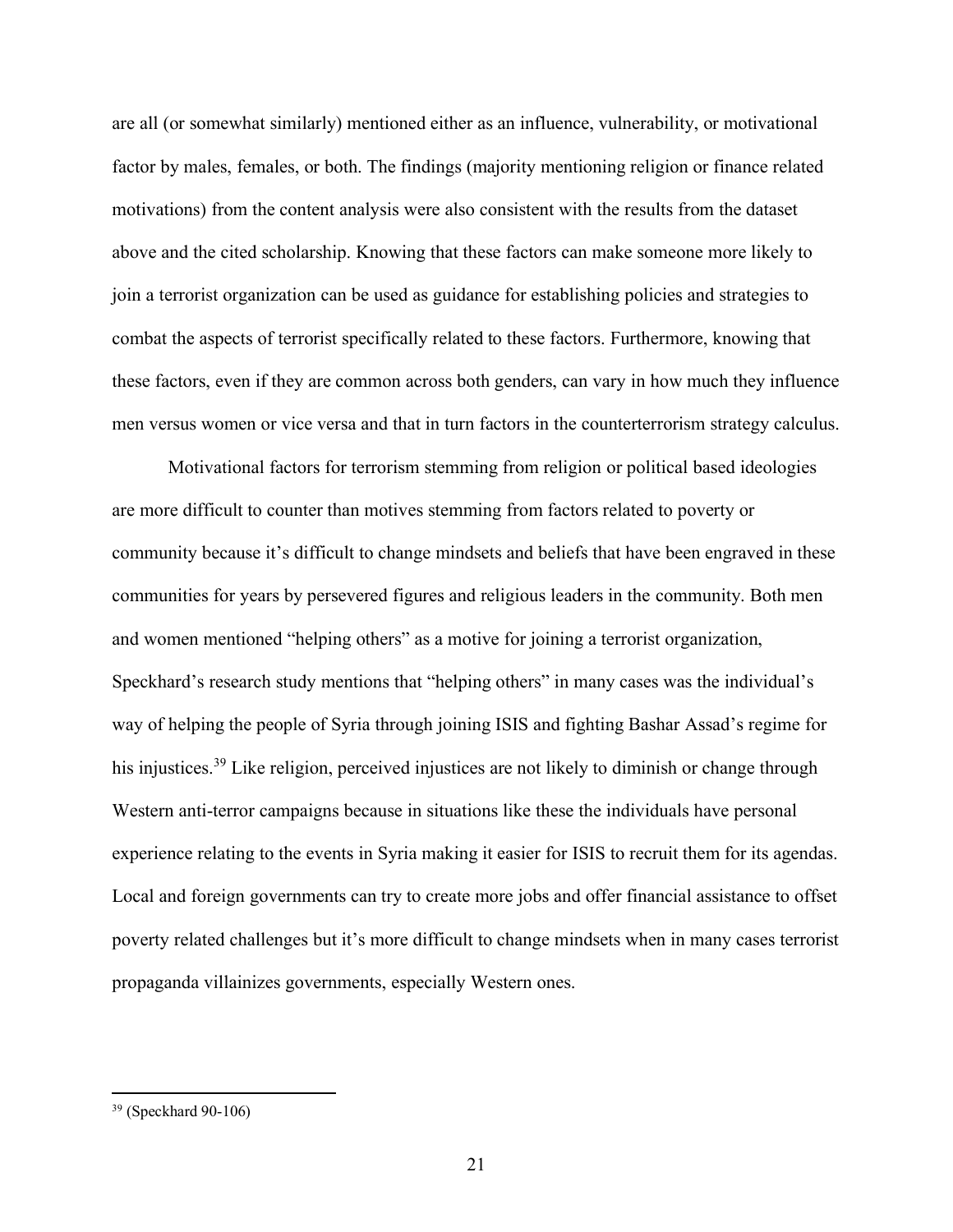are all (or somewhat similarly) mentioned either as an influence, vulnerability, or motivational factor by males, females, or both. The findings (majority mentioning religion or finance related motivations) from the content analysis were also consistent with the results from the dataset above and the cited scholarship. Knowing that these factors can make someone more likely to join a terrorist organization can be used as guidance for establishing policies and strategies to combat the aspects of terrorist specifically related to these factors. Furthermore, knowing that these factors, even if they are common across both genders, can vary in how much they influence men versus women or vice versa and that in turn factors in the counterterrorism strategy calculus.

Motivational factors for terrorism stemming from religion or political based ideologies are more difficult to counter than motives stemming from factors related to poverty or community because it's difficult to change mindsets and beliefs that have been engraved in these communities for years by persevered figures and religious leaders in the community. Both men and women mentioned "helping others" as a motive for joining a terrorist organization, Speckhard's research study mentions that "helping others" in many cases was the individual's way of helping the people of Syria through joining ISIS and fighting Bashar Assad's regime for his injustices.[39] Like religion, perceived injustices are not likely to diminish or change through Western anti-terror campaigns because in situations like these the individuals have personal experience relating to the events in Syria making it easier for ISIS to recruit them for its agendas. Local and foreign governments can try to create more jobs and offer financial assistance to offset poverty related challenges but it's more difficult to change mindsets when in many cases terrorist propaganda villainizes governments, especially Western ones.

[39] (Speckhard 90-106)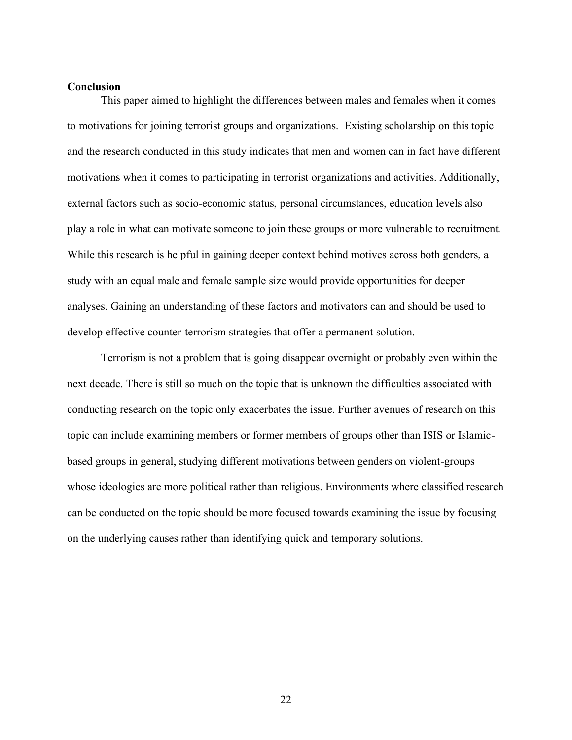## Conclusion

This paper aimed to highlight the differences between males and females when it comes to motivations for joining terrorist groups and organizations. Existing scholarship on this topic and the research conducted in this study indicates that men and women can in fact have different motivations when it comes to participating in terrorist organizations and activities. Additionally, external factors such as socio-economic status, personal circumstances, education levels also play a role in what can motivate someone to join these groups or more vulnerable to recruitment. While this research is helpful in gaining deeper context behind motives across both genders, a study with an equal male and female sample size would provide opportunities for deeper analyses. Gaining an understanding of these factors and motivators can and should be used to develop effective counter-terrorism strategies that offer a permanent solution.

Terrorism is not a problem that is going disappear overnight or probably even within the next decade. There is still so much on the topic that is unknown the difficulties associated with conducting research on the topic only exacerbates the issue. Further avenues of research on this topic can include examining members or former members of groups other than ISIS or Islamic-based groups in general, studying different motivations between genders on violent-groups whose ideologies are more political rather than religious. Environments where classified research can be conducted on the topic should be more focused towards examining the issue by focusing on the underlying causes rather than identifying quick and temporary solutions.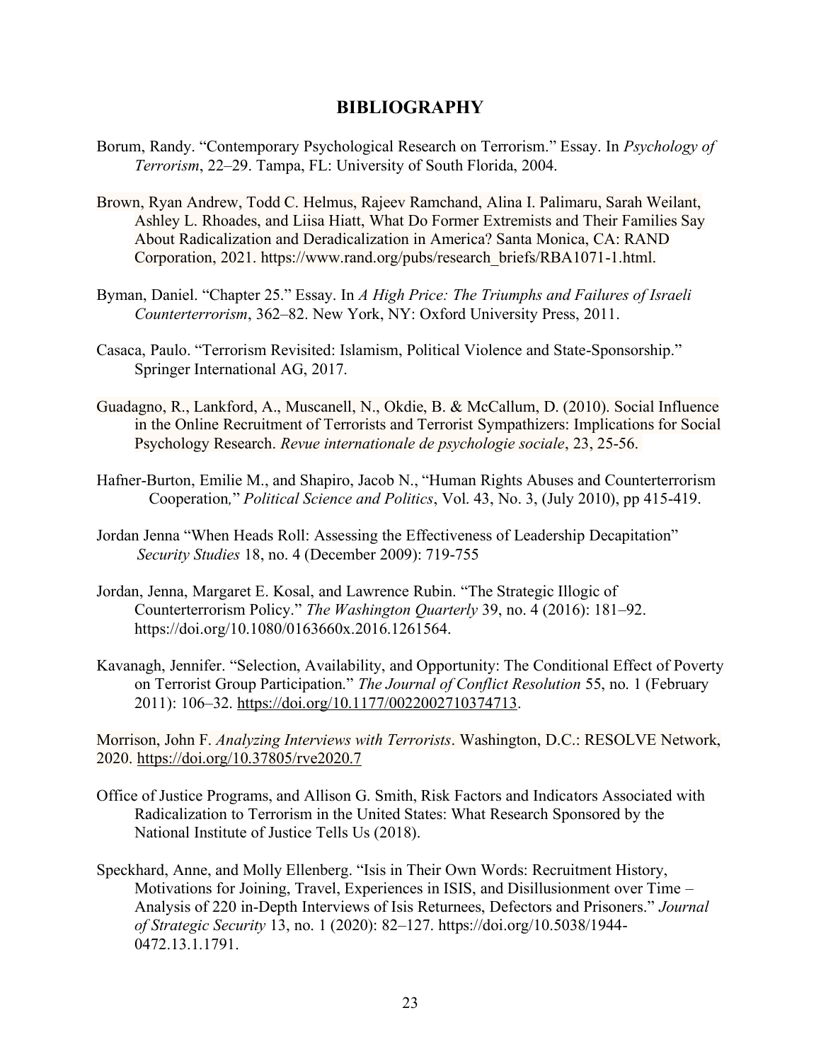# BIBLIOGRAPHY

Borum, Randy. "Contemporary Psychological Research on Terrorism." Essay. In *Psychology of Terrorism*, 22–29. Tampa, FL: University of South Florida, 2004.

Brown, Ryan Andrew, Todd C. Helmus, Rajeev Ramchand, Alina I. Palimaru, Sarah Weilant, Ashley L. Rhoades, and Liisa Hiatt, What Do Former Extremists and Their Families Say About Radicalization and Deradicalization in America? Santa Monica, CA: RAND Corporation, 2021. https://www.rand.org/pubs/research_briefs/RBA1071-1.html.

Byman, Daniel. "Chapter 25." Essay. In *A High Price: The Triumphs and Failures of Israeli Counterterrorism*, 362–82. New York, NY: Oxford University Press, 2011.

Casaca, Paulo. "Terrorism Revisited: Islamism, Political Violence and State-Sponsorship." Springer International AG, 2017.

Guadagno, R., Lankford, A., Muscanell, N., Okdie, B. & McCallum, D. (2010). Social Influence in the Online Recruitment of Terrorists and Terrorist Sympathizers: Implications for Social Psychology Research. *Revue internationale de psychologie sociale*, 23, 25-56.

Hafner-Burton, Emilie M., and Shapiro, Jacob N., "Human Rights Abuses and Counterterrorism Cooperation," *Political Science and Politics*, Vol. 43, No. 3, (July 2010), pp 415-419.

Jordan Jenna "When Heads Roll: Assessing the Effectiveness of Leadership Decapitation" *Security Studies* 18, no. 4 (December 2009): 719-755

Jordan, Jenna, Margaret E. Kosal, and Lawrence Rubin. "The Strategic Illogic of Counterterrorism Policy." *The Washington Quarterly* 39, no. 4 (2016): 181–92. https://doi.org/10.1080/0163660x.2016.1261564.

Kavanagh, Jennifer. "Selection, Availability, and Opportunity: The Conditional Effect of Poverty on Terrorist Group Participation." *The Journal of Conflict Resolution* 55, no. 1 (February 2011): 106–32. https://doi.org/10.1177/0022002710374713.

Morrison, John F. *Analyzing Interviews with Terrorists*. Washington, D.C.: RESOLVE Network, 2020. https://doi.org/10.37805/rve2020.7

Office of Justice Programs, and Allison G. Smith, Risk Factors and Indicators Associated with Radicalization to Terrorism in the United States: What Research Sponsored by the National Institute of Justice Tells Us (2018).

Speckhard, Anne, and Molly Ellenberg. "Isis in Their Own Words: Recruitment History, Motivations for Joining, Travel, Experiences in ISIS, and Disillusionment over Time – Analysis of 220 in-Depth Interviews of Isis Returnees, Defectors and Prisoners." *Journal of Strategic Security* 13, no. 1 (2020): 82–127. https://doi.org/10.5038/1944-0472.13.1.1791.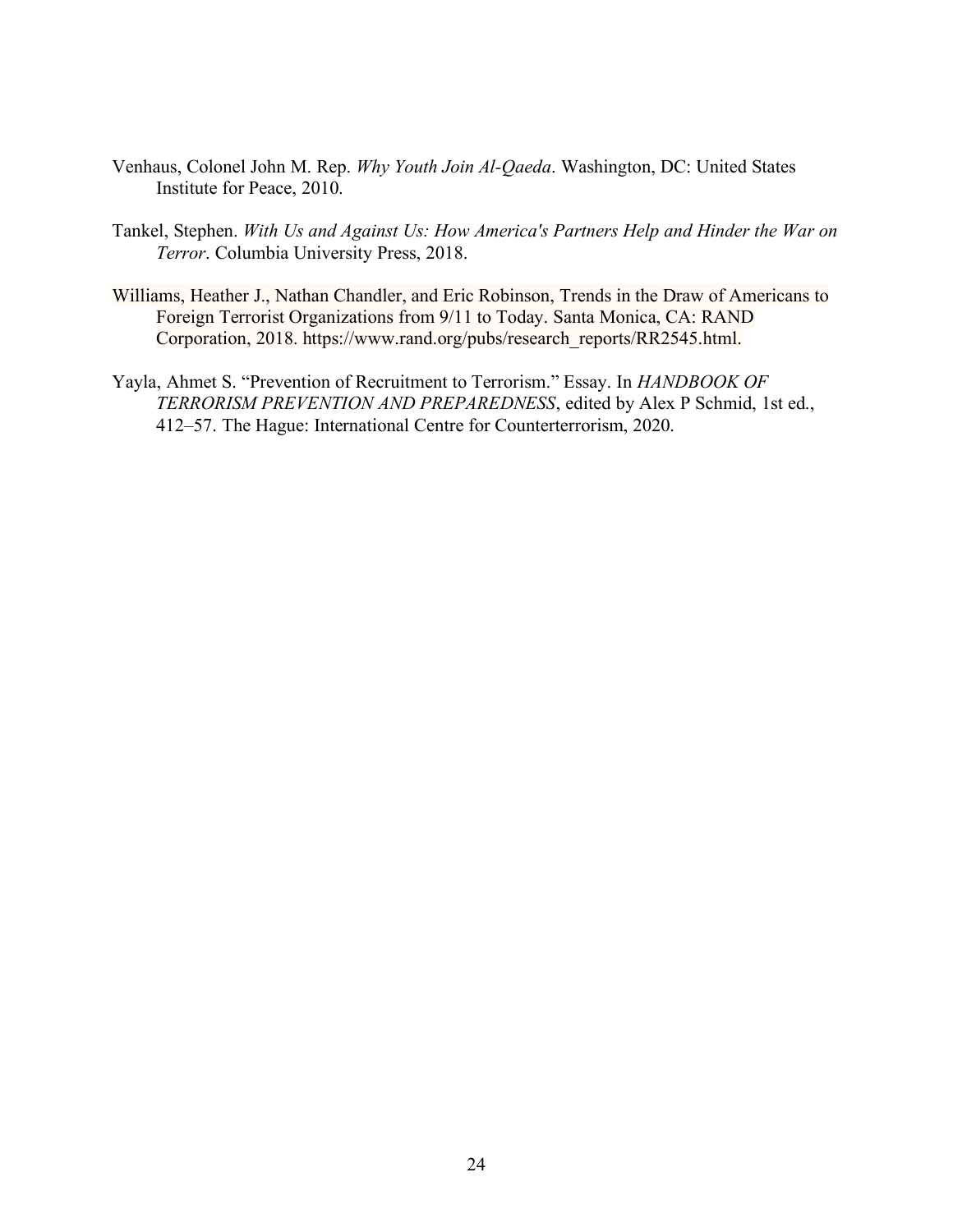Venhaus, Colonel John M. Rep. *Why Youth Join Al-Qaeda*. Washington, DC: United States Institute for Peace, 2010.

Tankel, Stephen. *With Us and Against Us: How America's Partners Help and Hinder the War on Terror*. Columbia University Press, 2018.

Williams, Heather J., Nathan Chandler, and Eric Robinson, Trends in the Draw of Americans to Foreign Terrorist Organizations from 9/11 to Today. Santa Monica, CA: RAND Corporation, 2018. https://www.rand.org/pubs/research_reports/RR2545.html.

Yayla, Ahmet S. "Prevention of Recruitment to Terrorism." Essay. In *HANDBOOK OF TERRORISM PREVENTION AND PREPAREDNESS*, edited by Alex P Schmid, 1st ed., 412–57. The Hague: International Centre for Counterterrorism, 2020.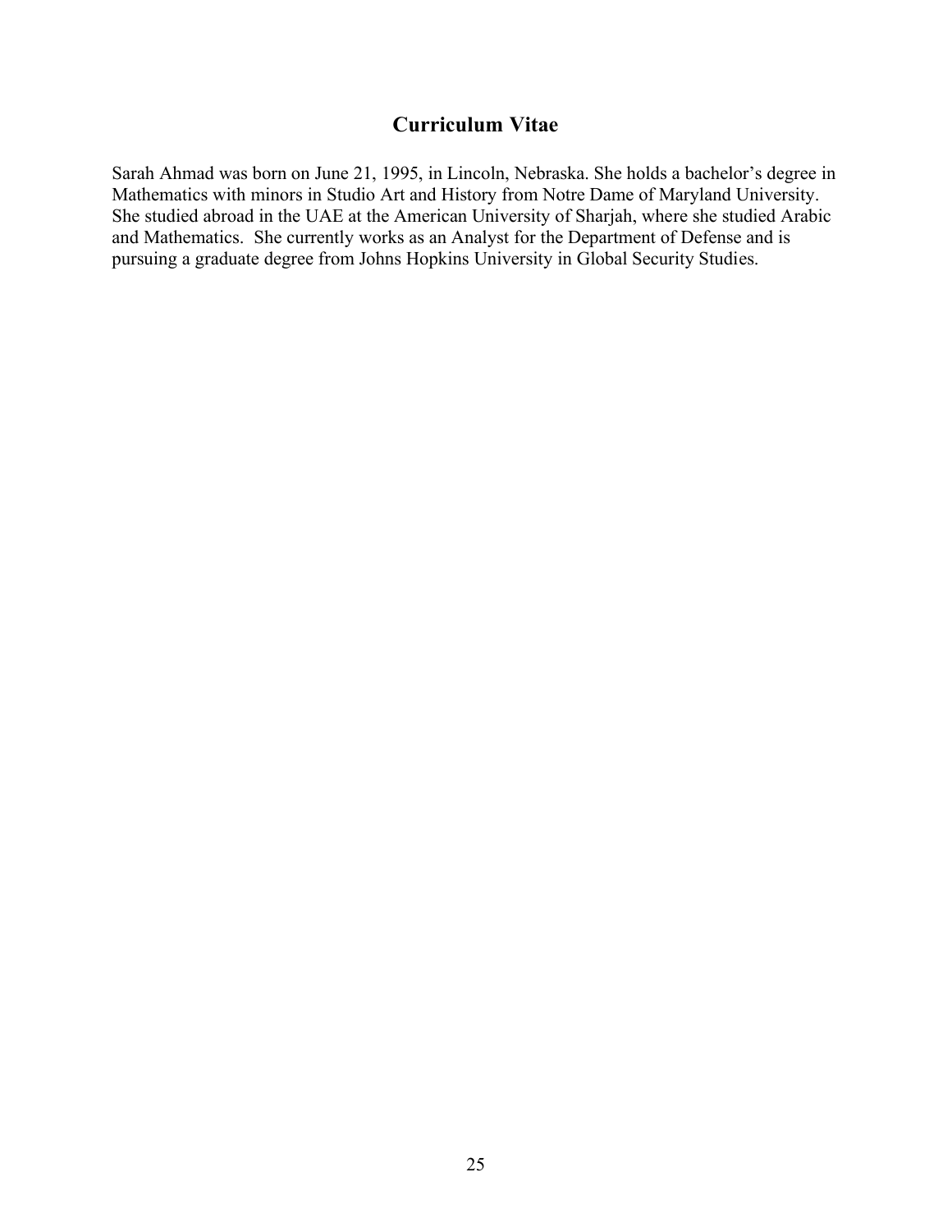# Curriculum Vitae

Sarah Ahmad was born on June 21, 1995, in Lincoln, Nebraska. She holds a bachelor's degree in Mathematics with minors in Studio Art and History from Notre Dame of Maryland University. She studied abroad in the UAE at the American University of Sharjah, where she studied Arabic and Mathematics. She currently works as an Analyst for the Department of Defense and is pursuing a graduate degree from Johns Hopkins University in Global Security Studies.